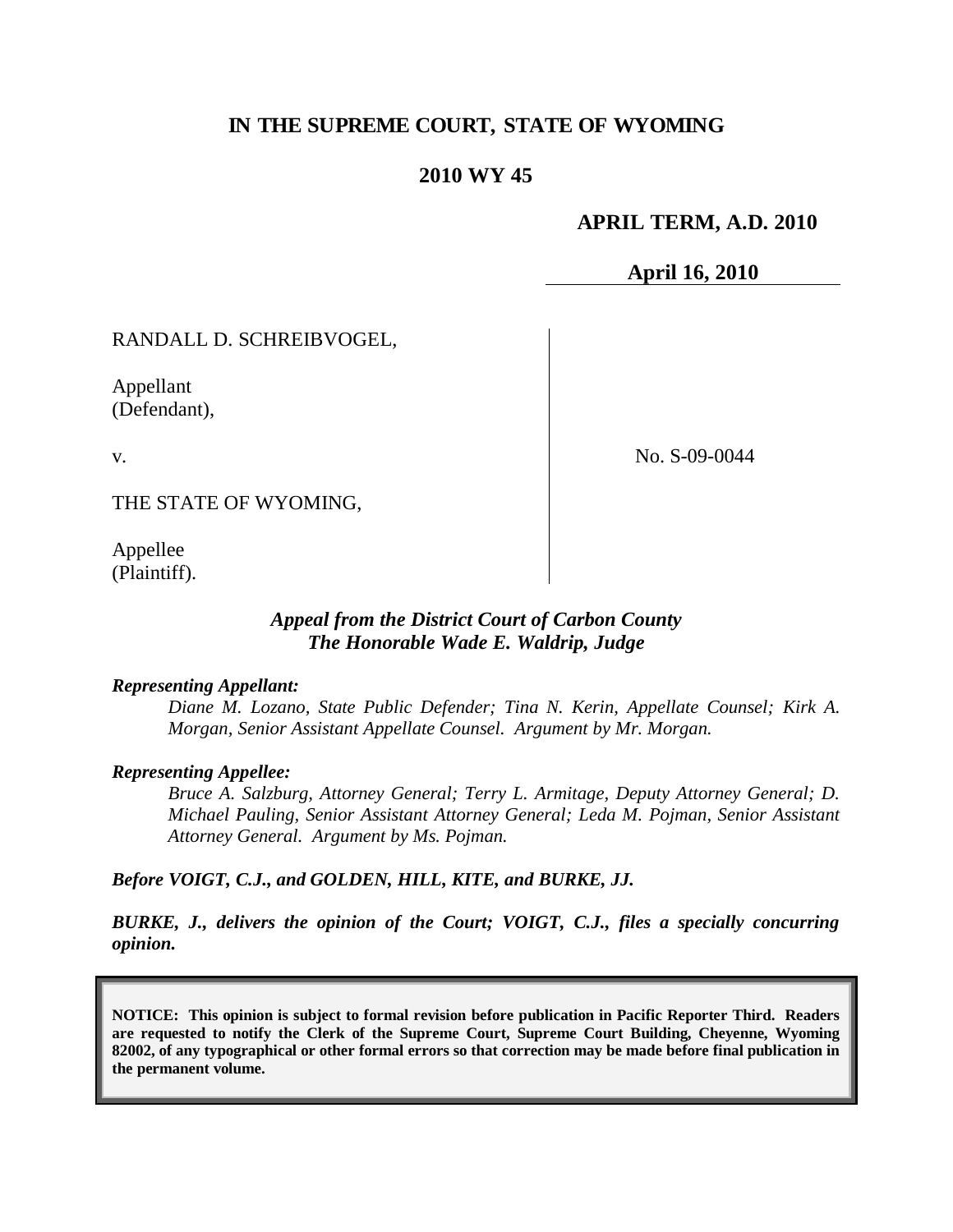# IN THE SUPREME COURT, STATE OF WYOMING

## 2010 WY 45

**APRIL TERM, A.D. 2010**

**April 16, 2010**

RANDALL D. SCHREIBVOGEL,

Appellant
(Defendant),

v.

THE STATE OF WYOMING,

Appellee
(Plaintiff).

No. S-09-0044

***Appeal from the District Court of Carbon County***
***The Honorable Wade E. Waldrip, Judge***

***Representing Appellant:***

*Diane M. Lozano, State Public Defender; Tina N. Kerin, Appellate Counsel; Kirk A. Morgan, Senior Assistant Appellate Counsel. Argument by Mr. Morgan.*

***Representing Appellee:***

*Bruce A. Salzburg, Attorney General; Terry L. Armitage, Deputy Attorney General; D. Michael Pauling, Senior Assistant Attorney General; Leda M. Pojman, Senior Assistant Attorney General. Argument by Ms. Pojman.*

***Before VOIGT, C.J., and GOLDEN, HILL, KITE, and BURKE, JJ.***

***BURKE, J., delivers the opinion of the Court; VOIGT, C.J., files a specially concurring opinion.***

**NOTICE: This opinion is subject to formal revision before publication in Pacific Reporter Third. Readers are requested to notify the Clerk of the Supreme Court, Supreme Court Building, Cheyenne, Wyoming 82002, of any typographical or other formal errors so that correction may be made before final publication in the permanent volume.**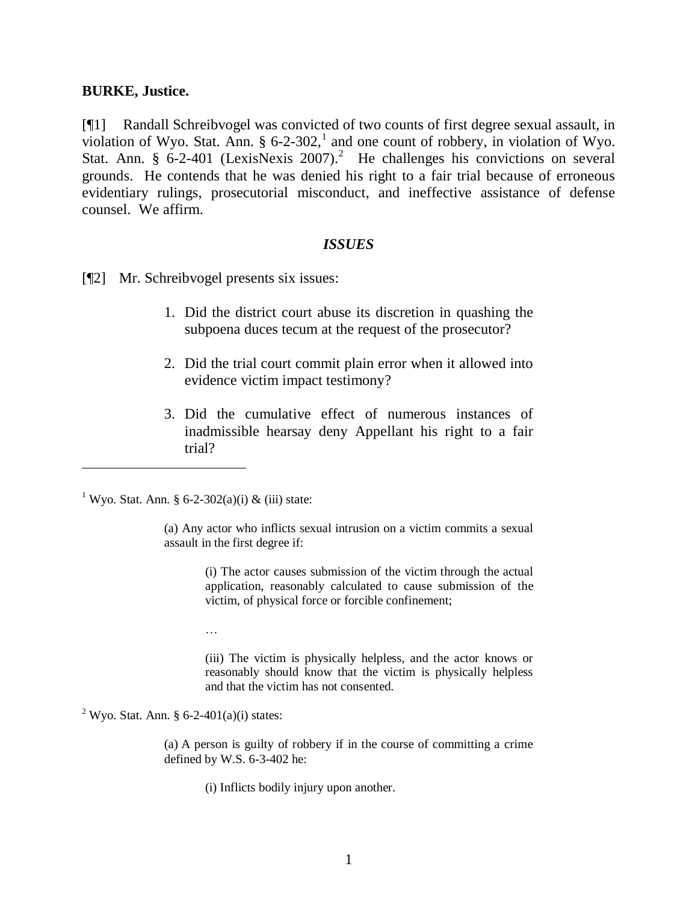**BURKE, Justice.**

[¶1] Randall Schreibvogel was convicted of two counts of first degree sexual assault, in violation of Wyo. Stat. Ann. § 6-2-302,[1] and one count of robbery, in violation of Wyo. Stat. Ann. § 6-2-401 (LexisNexis 2007).[2] He challenges his convictions on several grounds. He contends that he was denied his right to a fair trial because of erroneous evidentiary rulings, prosecutorial misconduct, and ineffective assistance of defense counsel. We affirm.

### *ISSUES*

[¶2] Mr. Schreibvogel presents six issues:

> 1. Did the district court abuse its discretion in quashing the subpoena duces tecum at the request of the prosecutor?
>
> 2. Did the trial court commit plain error when it allowed into evidence victim impact testimony?
>
> 3. Did the cumulative effect of numerous instances of inadmissible hearsay deny Appellant his right to a fair trial?

---

[1] Wyo. Stat. Ann. § 6-2-302(a)(i) & (iii) state:

> (a) Any actor who inflicts sexual intrusion on a victim commits a sexual assault in the first degree if:
>
> > (i) The actor causes submission of the victim through the actual application, reasonably calculated to cause submission of the victim, of physical force or forcible confinement;
> >
> > …
> >
> > (iii) The victim is physically helpless, and the actor knows or reasonably should know that the victim is physically helpless and that the victim has not consented.

[2] Wyo. Stat. Ann. § 6-2-401(a)(i) states:

> (a) A person is guilty of robbery if in the course of committing a crime defined by W.S. 6-3-402 he:
>
> > (i) Inflicts bodily injury upon another.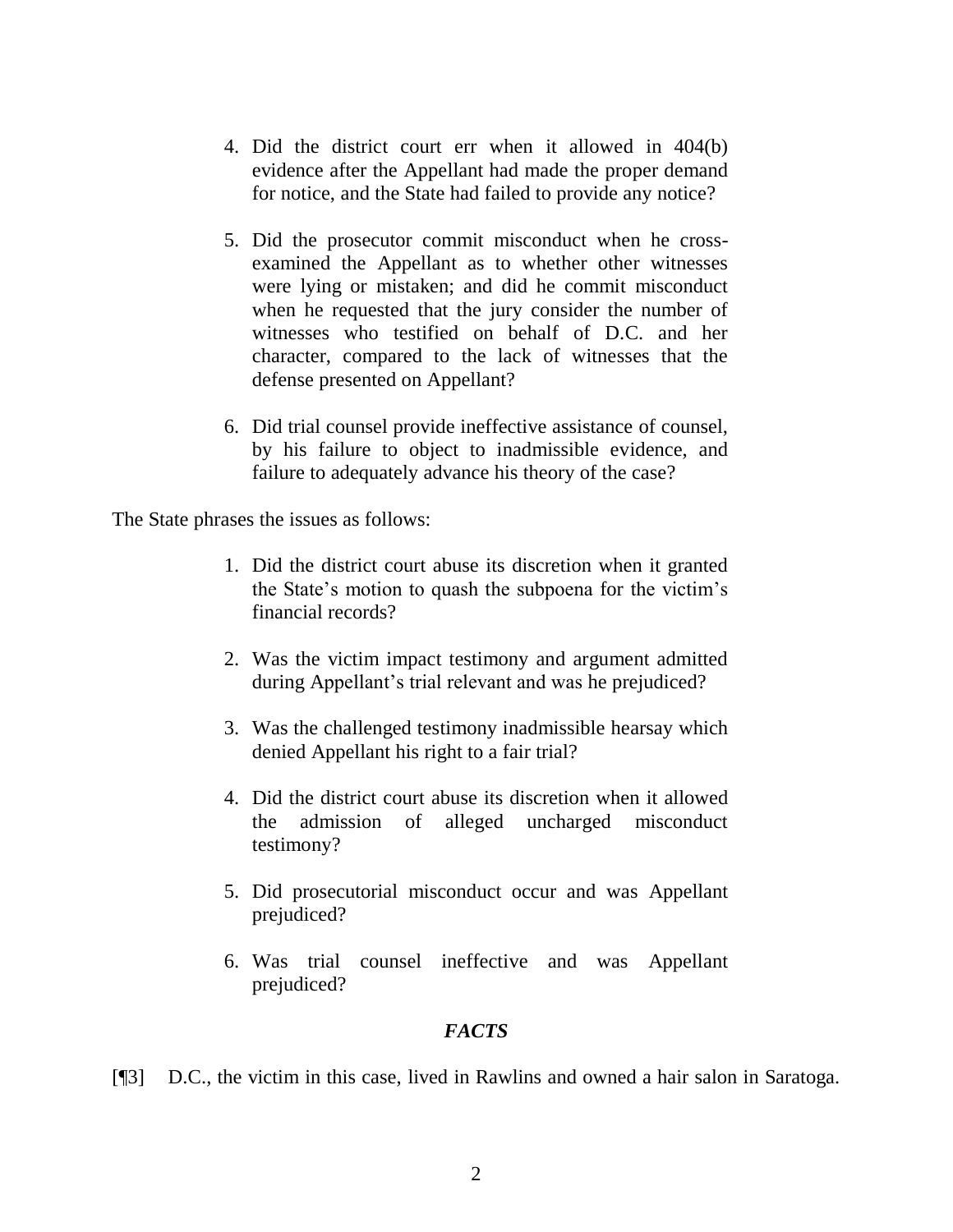4. Did the district court err when it allowed in 404(b) evidence after the Appellant had made the proper demand for notice, and the State had failed to provide any notice?

5. Did the prosecutor commit misconduct when he cross-examined the Appellant as to whether other witnesses were lying or mistaken; and did he commit misconduct when he requested that the jury consider the number of witnesses who testified on behalf of D.C. and her character, compared to the lack of witnesses that the defense presented on Appellant?

6. Did trial counsel provide ineffective assistance of counsel, by his failure to object to inadmissible evidence, and failure to adequately advance his theory of the case?

The State phrases the issues as follows:

1. Did the district court abuse its discretion when it granted the State's motion to quash the subpoena for the victim's financial records?

2. Was the victim impact testimony and argument admitted during Appellant's trial relevant and was he prejudiced?

3. Was the challenged testimony inadmissible hearsay which denied Appellant his right to a fair trial?

4. Did the district court abuse its discretion when it allowed the admission of alleged uncharged misconduct testimony?

5. Did prosecutorial misconduct occur and was Appellant prejudiced?

6. Was trial counsel ineffective and was Appellant prejudiced?

## *FACTS*

[¶3] D.C., the victim in this case, lived in Rawlins and owned a hair salon in Saratoga.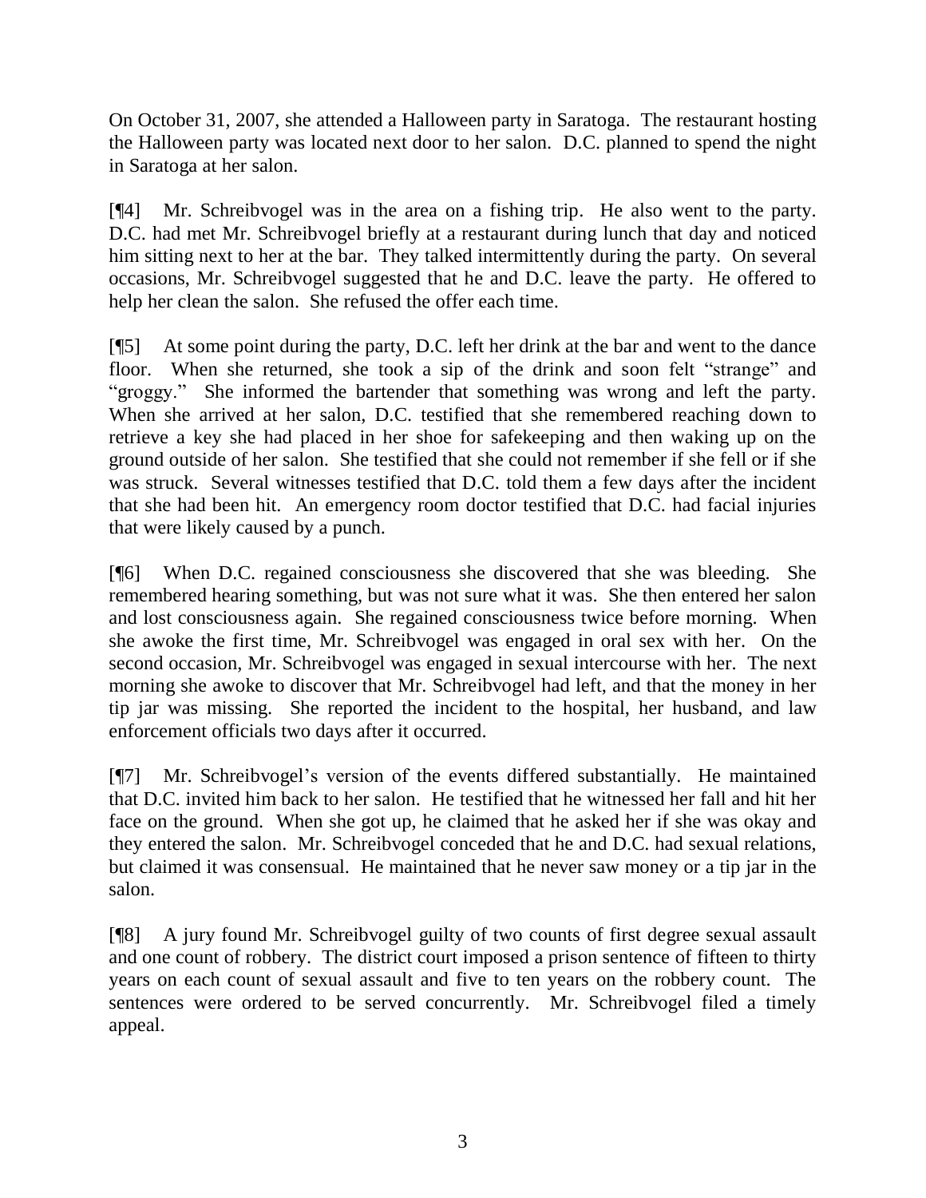On October 31, 2007, she attended a Halloween party in Saratoga. The restaurant hosting the Halloween party was located next door to her salon. D.C. planned to spend the night in Saratoga at her salon.

[¶4] Mr. Schreibvogel was in the area on a fishing trip. He also went to the party. D.C. had met Mr. Schreibvogel briefly at a restaurant during lunch that day and noticed him sitting next to her at the bar. They talked intermittently during the party. On several occasions, Mr. Schreibvogel suggested that he and D.C. leave the party. He offered to help her clean the salon. She refused the offer each time.

[¶5] At some point during the party, D.C. left her drink at the bar and went to the dance floor. When she returned, she took a sip of the drink and soon felt "strange" and "groggy." She informed the bartender that something was wrong and left the party. When she arrived at her salon, D.C. testified that she remembered reaching down to retrieve a key she had placed in her shoe for safekeeping and then waking up on the ground outside of her salon. She testified that she could not remember if she fell or if she was struck. Several witnesses testified that D.C. told them a few days after the incident that she had been hit. An emergency room doctor testified that D.C. had facial injuries that were likely caused by a punch.

[¶6] When D.C. regained consciousness she discovered that she was bleeding. She remembered hearing something, but was not sure what it was. She then entered her salon and lost consciousness again. She regained consciousness twice before morning. When she awoke the first time, Mr. Schreibvogel was engaged in oral sex with her. On the second occasion, Mr. Schreibvogel was engaged in sexual intercourse with her. The next morning she awoke to discover that Mr. Schreibvogel had left, and that the money in her tip jar was missing. She reported the incident to the hospital, her husband, and law enforcement officials two days after it occurred.

[¶7] Mr. Schreibvogel's version of the events differed substantially. He maintained that D.C. invited him back to her salon. He testified that he witnessed her fall and hit her face on the ground. When she got up, he claimed that he asked her if she was okay and they entered the salon. Mr. Schreibvogel conceded that he and D.C. had sexual relations, but claimed it was consensual. He maintained that he never saw money or a tip jar in the salon.

[¶8] A jury found Mr. Schreibvogel guilty of two counts of first degree sexual assault and one count of robbery. The district court imposed a prison sentence of fifteen to thirty years on each count of sexual assault and five to ten years on the robbery count. The sentences were ordered to be served concurrently. Mr. Schreibvogel filed a timely appeal.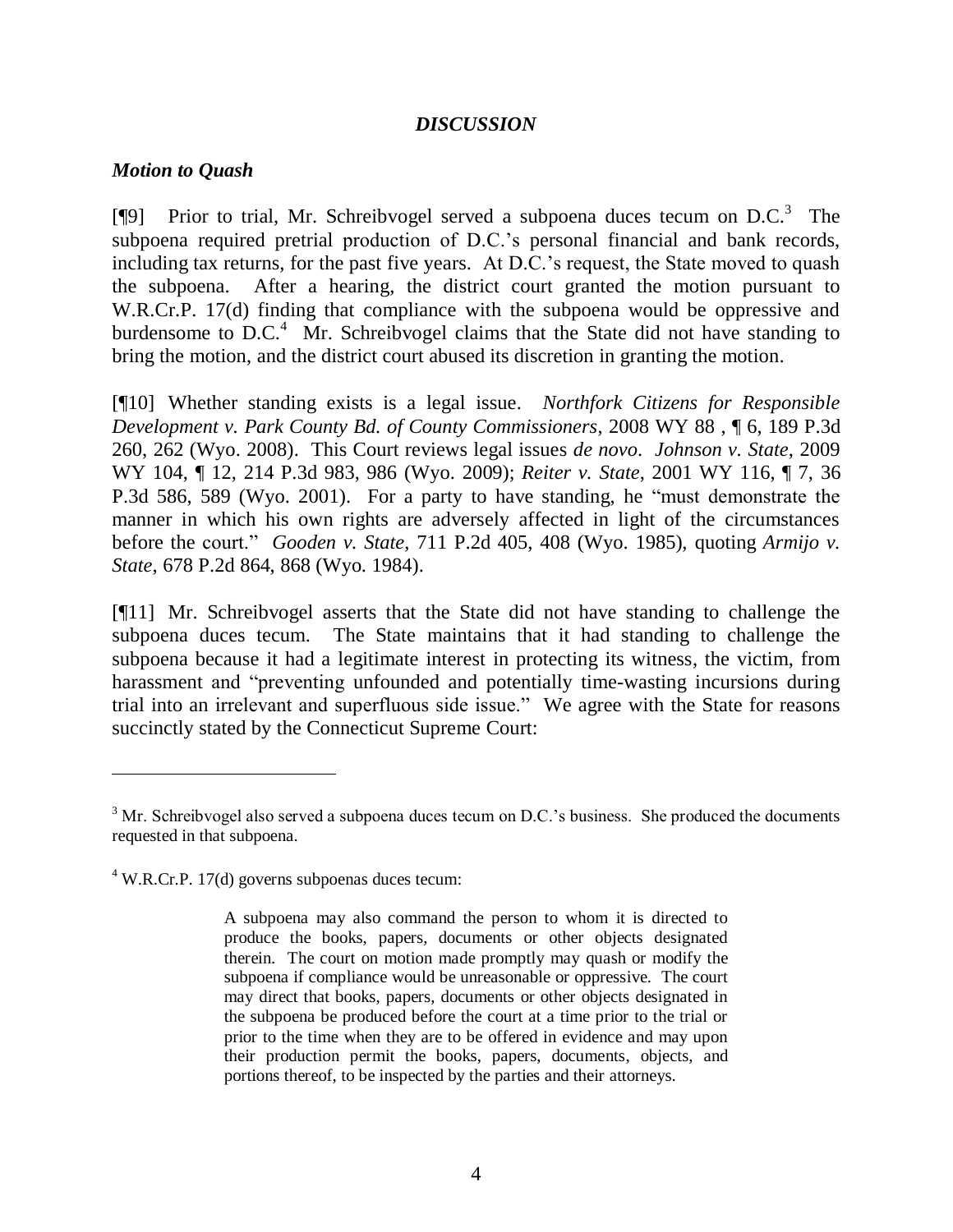## *DISCUSSION*

### *Motion to Quash*

[¶9] Prior to trial, Mr. Schreibvogel served a subpoena duces tecum on D.C.[3] The subpoena required pretrial production of D.C.'s personal financial and bank records, including tax returns, for the past five years. At D.C.'s request, the State moved to quash the subpoena. After a hearing, the district court granted the motion pursuant to W.R.Cr.P. 17(d) finding that compliance with the subpoena would be oppressive and burdensome to D.C.[4] Mr. Schreibvogel claims that the State did not have standing to bring the motion, and the district court abused its discretion in granting the motion.

[¶10] Whether standing exists is a legal issue. *Northfork Citizens for Responsible Development v. Park County Bd. of County Commissioners*, 2008 WY 88 , ¶ 6, 189 P.3d 260, 262 (Wyo. 2008). This Court reviews legal issues *de novo*. *Johnson v. State*, 2009 WY 104, ¶ 12, 214 P.3d 983, 986 (Wyo. 2009); *Reiter v. State*, 2001 WY 116, ¶ 7, 36 P.3d 586, 589 (Wyo. 2001). For a party to have standing, he "must demonstrate the manner in which his own rights are adversely affected in light of the circumstances before the court." *Gooden v. State*, 711 P.2d 405, 408 (Wyo. 1985), quoting *Armijo v. State*, 678 P.2d 864, 868 (Wyo. 1984).

[¶11] Mr. Schreibvogel asserts that the State did not have standing to challenge the subpoena duces tecum. The State maintains that it had standing to challenge the subpoena because it had a legitimate interest in protecting its witness, the victim, from harassment and "preventing unfounded and potentially time-wasting incursions during trial into an irrelevant and superfluous side issue." We agree with the State for reasons succinctly stated by the Connecticut Supreme Court:

---

[3] Mr. Schreibvogel also served a subpoena duces tecum on D.C.'s business. She produced the documents requested in that subpoena.

[4] W.R.Cr.P. 17(d) governs subpoenas duces tecum:

> A subpoena may also command the person to whom it is directed to produce the books, papers, documents or other objects designated therein. The court on motion made promptly may quash or modify the subpoena if compliance would be unreasonable or oppressive. The court may direct that books, papers, documents or other objects designated in the subpoena be produced before the court at a time prior to the trial or prior to the time when they are to be offered in evidence and may upon their production permit the books, papers, documents, objects, and portions thereof, to be inspected by the parties and their attorneys.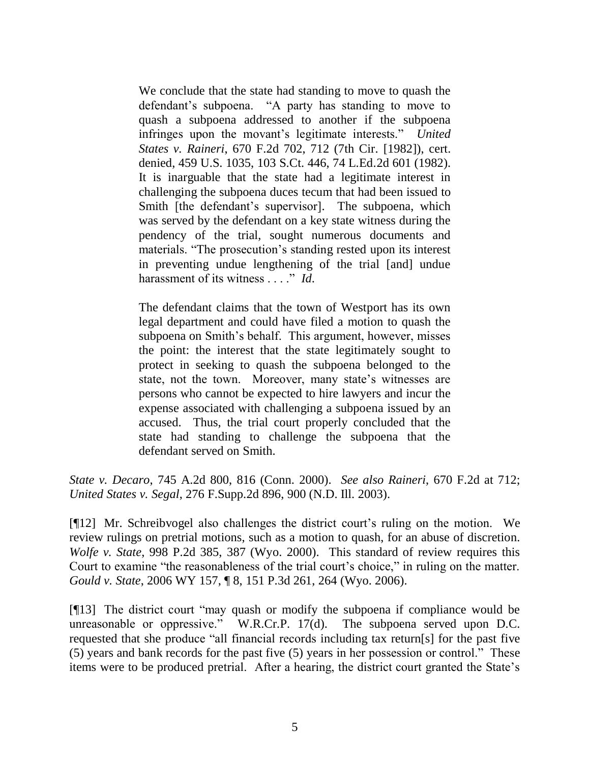> We conclude that the state had standing to move to quash the defendant's subpoena. "A party has standing to move to quash a subpoena addressed to another if the subpoena infringes upon the movant's legitimate interests." *United States v. Raineri*, 670 F.2d 702, 712 (7th Cir. [1982]), cert. denied, 459 U.S. 1035, 103 S.Ct. 446, 74 L.Ed.2d 601 (1982). It is inarguable that the state had a legitimate interest in challenging the subpoena duces tecum that had been issued to Smith [the defendant's supervisor]. The subpoena, which was served by the defendant on a key state witness during the pendency of the trial, sought numerous documents and materials. "The prosecution's standing rested upon its interest in preventing undue lengthening of the trial [and] undue harassment of its witness . . . ." *Id*.
>
> The defendant claims that the town of Westport has its own legal department and could have filed a motion to quash the subpoena on Smith's behalf. This argument, however, misses the point: the interest that the state legitimately sought to protect in seeking to quash the subpoena belonged to the state, not the town. Moreover, many state's witnesses are persons who cannot be expected to hire lawyers and incur the expense associated with challenging a subpoena issued by an accused. Thus, the trial court properly concluded that the state had standing to challenge the subpoena that the defendant served on Smith.

*State v. Decaro*, 745 A.2d 800, 816 (Conn. 2000). *See also Raineri*, 670 F.2d at 712; *United States v. Segal*, 276 F.Supp.2d 896, 900 (N.D. Ill. 2003).

[¶12] Mr. Schreibvogel also challenges the district court's ruling on the motion. We review rulings on pretrial motions, such as a motion to quash, for an abuse of discretion. *Wolfe v. State*, 998 P.2d 385, 387 (Wyo. 2000). This standard of review requires this Court to examine "the reasonableness of the trial court's choice," in ruling on the matter. *Gould v. State*, 2006 WY 157, ¶ 8, 151 P.3d 261, 264 (Wyo. 2006).

[¶13] The district court "may quash or modify the subpoena if compliance would be unreasonable or oppressive." W.R.Cr.P. 17(d). The subpoena served upon D.C. requested that she produce "all financial records including tax return[s] for the past five (5) years and bank records for the past five (5) years in her possession or control." These items were to be produced pretrial. After a hearing, the district court granted the State's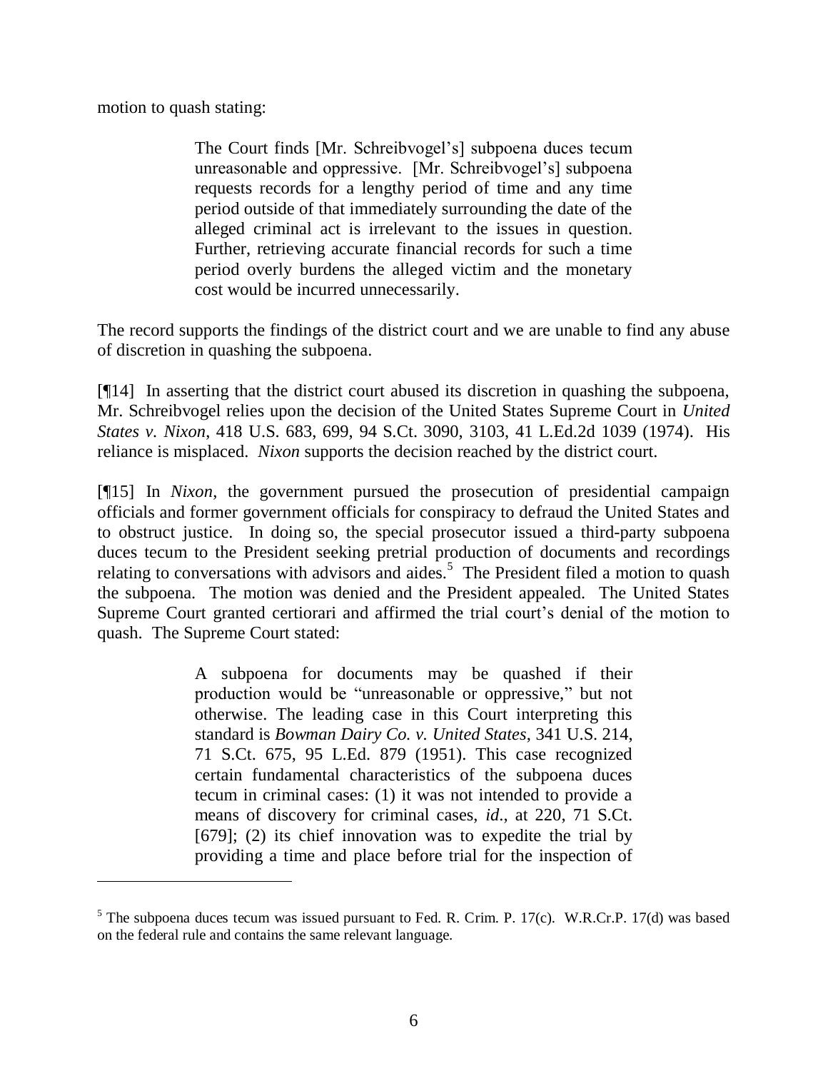motion to quash stating:

> The Court finds [Mr. Schreibvogel's] subpoena duces tecum unreasonable and oppressive. [Mr. Schreibvogel's] subpoena requests records for a lengthy period of time and any time period outside of that immediately surrounding the date of the alleged criminal act is irrelevant to the issues in question. Further, retrieving accurate financial records for such a time period overly burdens the alleged victim and the monetary cost would be incurred unnecessarily.

The record supports the findings of the district court and we are unable to find any abuse of discretion in quashing the subpoena.

[¶14] In asserting that the district court abused its discretion in quashing the subpoena, Mr. Schreibvogel relies upon the decision of the United States Supreme Court in *United States v. Nixon*, 418 U.S. 683, 699, 94 S.Ct. 3090, 3103, 41 L.Ed.2d 1039 (1974). His reliance is misplaced. *Nixon* supports the decision reached by the district court.

[¶15] In *Nixon*, the government pursued the prosecution of presidential campaign officials and former government officials for conspiracy to defraud the United States and to obstruct justice. In doing so, the special prosecutor issued a third-party subpoena duces tecum to the President seeking pretrial production of documents and recordings relating to conversations with advisors and aides.[5] The President filed a motion to quash the subpoena. The motion was denied and the President appealed. The United States Supreme Court granted certiorari and affirmed the trial court's denial of the motion to quash. The Supreme Court stated:

> A subpoena for documents may be quashed if their production would be "unreasonable or oppressive," but not otherwise. The leading case in this Court interpreting this standard is *Bowman Dairy Co. v. United States*, 341 U.S. 214, 71 S.Ct. 675, 95 L.Ed. 879 (1951). This case recognized certain fundamental characteristics of the subpoena duces tecum in criminal cases: (1) it was not intended to provide a means of discovery for criminal cases, *id*., at 220, 71 S.Ct. [679]; (2) its chief innovation was to expedite the trial by providing a time and place before trial for the inspection of

---

[5] The subpoena duces tecum was issued pursuant to Fed. R. Crim. P. 17(c). W.R.Cr.P. 17(d) was based on the federal rule and contains the same relevant language.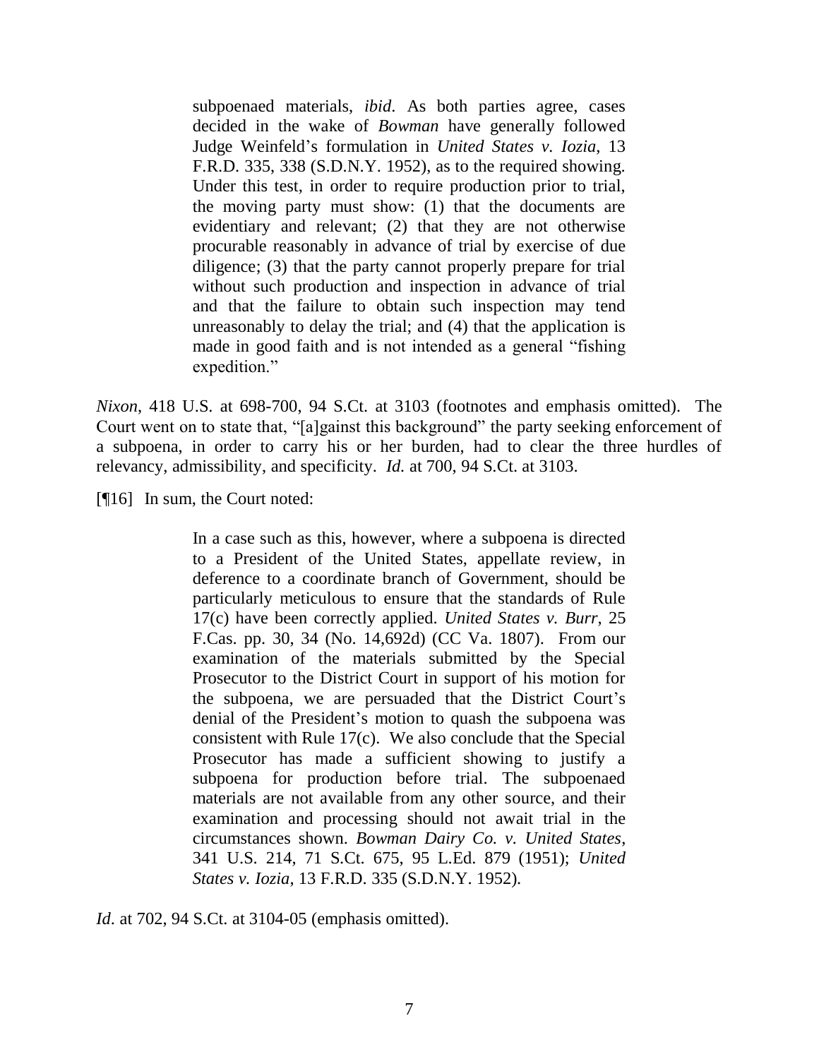> subpoenaed materials, *ibid*. As both parties agree, cases decided in the wake of *Bowman* have generally followed Judge Weinfeld's formulation in *United States v. Iozia*, 13 F.R.D. 335, 338 (S.D.N.Y. 1952), as to the required showing. Under this test, in order to require production prior to trial, the moving party must show: (1) that the documents are evidentiary and relevant; (2) that they are not otherwise procurable reasonably in advance of trial by exercise of due diligence; (3) that the party cannot properly prepare for trial without such production and inspection in advance of trial and that the failure to obtain such inspection may tend unreasonably to delay the trial; and (4) that the application is made in good faith and is not intended as a general "fishing expedition."

*Nixon*, 418 U.S. at 698-700, 94 S.Ct. at 3103 (footnotes and emphasis omitted). The Court went on to state that, "[a]gainst this background" the party seeking enforcement of a subpoena, in order to carry his or her burden, had to clear the three hurdles of relevancy, admissibility, and specificity. *Id.* at 700, 94 S.Ct. at 3103.

[¶16] In sum, the Court noted:

> In a case such as this, however, where a subpoena is directed to a President of the United States, appellate review, in deference to a coordinate branch of Government, should be particularly meticulous to ensure that the standards of Rule 17(c) have been correctly applied. *United States v. Burr*, 25 F.Cas. pp. 30, 34 (No. 14,692d) (CC Va. 1807). From our examination of the materials submitted by the Special Prosecutor to the District Court in support of his motion for the subpoena, we are persuaded that the District Court's denial of the President's motion to quash the subpoena was consistent with Rule 17(c). We also conclude that the Special Prosecutor has made a sufficient showing to justify a subpoena for production before trial. The subpoenaed materials are not available from any other source, and their examination and processing should not await trial in the circumstances shown. *Bowman Dairy Co. v. United States*, 341 U.S. 214, 71 S.Ct. 675, 95 L.Ed. 879 (1951); *United States v. Iozia*, 13 F.R.D. 335 (S.D.N.Y. 1952).

*Id.* at 702, 94 S.Ct. at 3104-05 (emphasis omitted).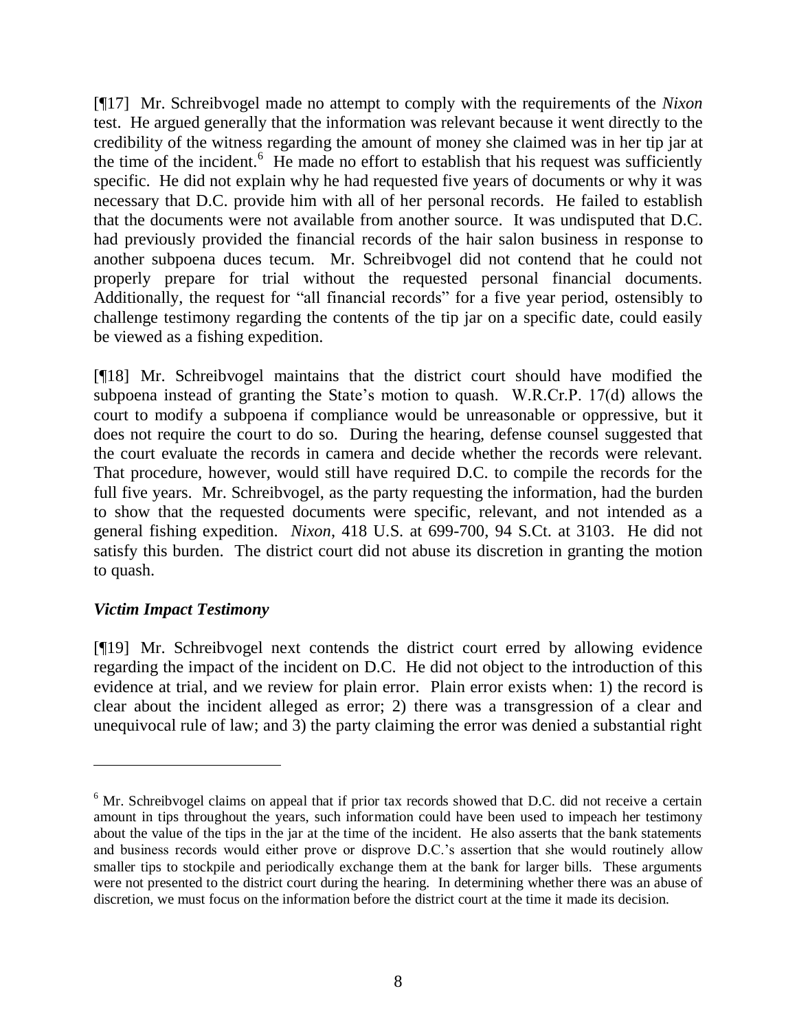[¶17] Mr. Schreibvogel made no attempt to comply with the requirements of the *Nixon* test. He argued generally that the information was relevant because it went directly to the credibility of the witness regarding the amount of money she claimed was in her tip jar at the time of the incident.[6] He made no effort to establish that his request was sufficiently specific. He did not explain why he had requested five years of documents or why it was necessary that D.C. provide him with all of her personal records. He failed to establish that the documents were not available from another source. It was undisputed that D.C. had previously provided the financial records of the hair salon business in response to another subpoena duces tecum. Mr. Schreibvogel did not contend that he could not properly prepare for trial without the requested personal financial documents. Additionally, the request for "all financial records" for a five year period, ostensibly to challenge testimony regarding the contents of the tip jar on a specific date, could easily be viewed as a fishing expedition.

[¶18] Mr. Schreibvogel maintains that the district court should have modified the subpoena instead of granting the State's motion to quash. W.R.Cr.P. 17(d) allows the court to modify a subpoena if compliance would be unreasonable or oppressive, but it does not require the court to do so. During the hearing, defense counsel suggested that the court evaluate the records in camera and decide whether the records were relevant. That procedure, however, would still have required D.C. to compile the records for the full five years. Mr. Schreibvogel, as the party requesting the information, had the burden to show that the requested documents were specific, relevant, and not intended as a general fishing expedition. *Nixon*, 418 U.S. at 699-700, 94 S.Ct. at 3103. He did not satisfy this burden. The district court did not abuse its discretion in granting the motion to quash.

### *Victim Impact Testimony*

[¶19] Mr. Schreibvogel next contends the district court erred by allowing evidence regarding the impact of the incident on D.C. He did not object to the introduction of this evidence at trial, and we review for plain error. Plain error exists when: 1) the record is clear about the incident alleged as error; 2) there was a transgression of a clear and unequivocal rule of law; and 3) the party claiming the error was denied a substantial right

---

[6] Mr. Schreibvogel claims on appeal that if prior tax records showed that D.C. did not receive a certain amount in tips throughout the years, such information could have been used to impeach her testimony about the value of the tips in the jar at the time of the incident. He also asserts that the bank statements and business records would either prove or disprove D.C.'s assertion that she would routinely allow smaller tips to stockpile and periodically exchange them at the bank for larger bills. These arguments were not presented to the district court during the hearing. In determining whether there was an abuse of discretion, we must focus on the information before the district court at the time it made its decision.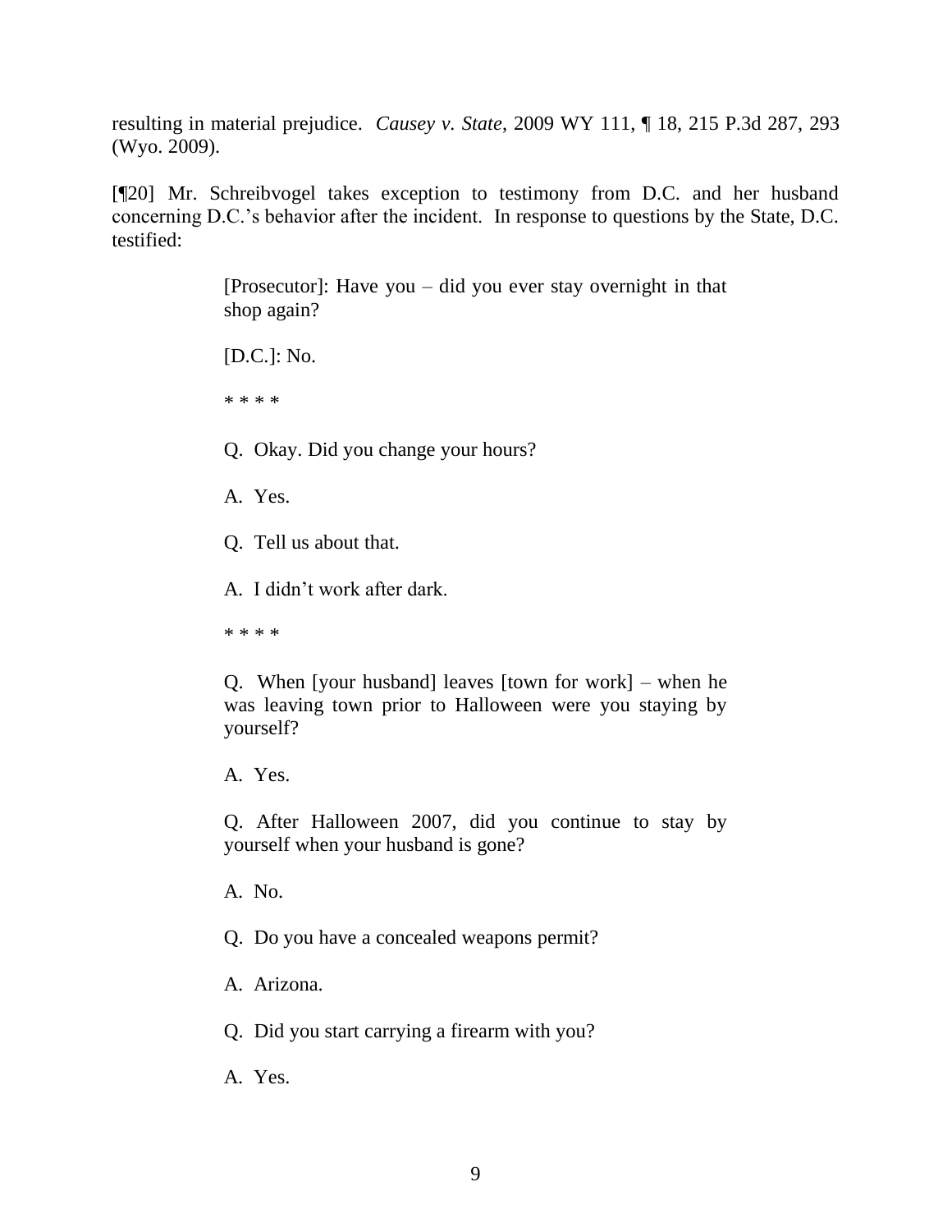resulting in material prejudice. *Causey v. State*, 2009 WY 111, ¶ 18, 215 P.3d 287, 293 (Wyo. 2009).

[¶20] Mr. Schreibvogel takes exception to testimony from D.C. and her husband concerning D.C.'s behavior after the incident. In response to questions by the State, D.C. testified:

> [Prosecutor]: Have you – did you ever stay overnight in that shop again?
>
> [D.C.]: No.
>
> * * * *
>
> Q. Okay. Did you change your hours?
>
> A. Yes.
>
> Q. Tell us about that.
>
> A. I didn't work after dark.
>
> * * * *
>
> Q. When [your husband] leaves [town for work] – when he was leaving town prior to Halloween were you staying by yourself?
>
> A. Yes.
>
> Q. After Halloween 2007, did you continue to stay by yourself when your husband is gone?
>
> A. No.
>
> Q. Do you have a concealed weapons permit?
>
> A. Arizona.
>
> Q. Did you start carrying a firearm with you?
>
> A. Yes.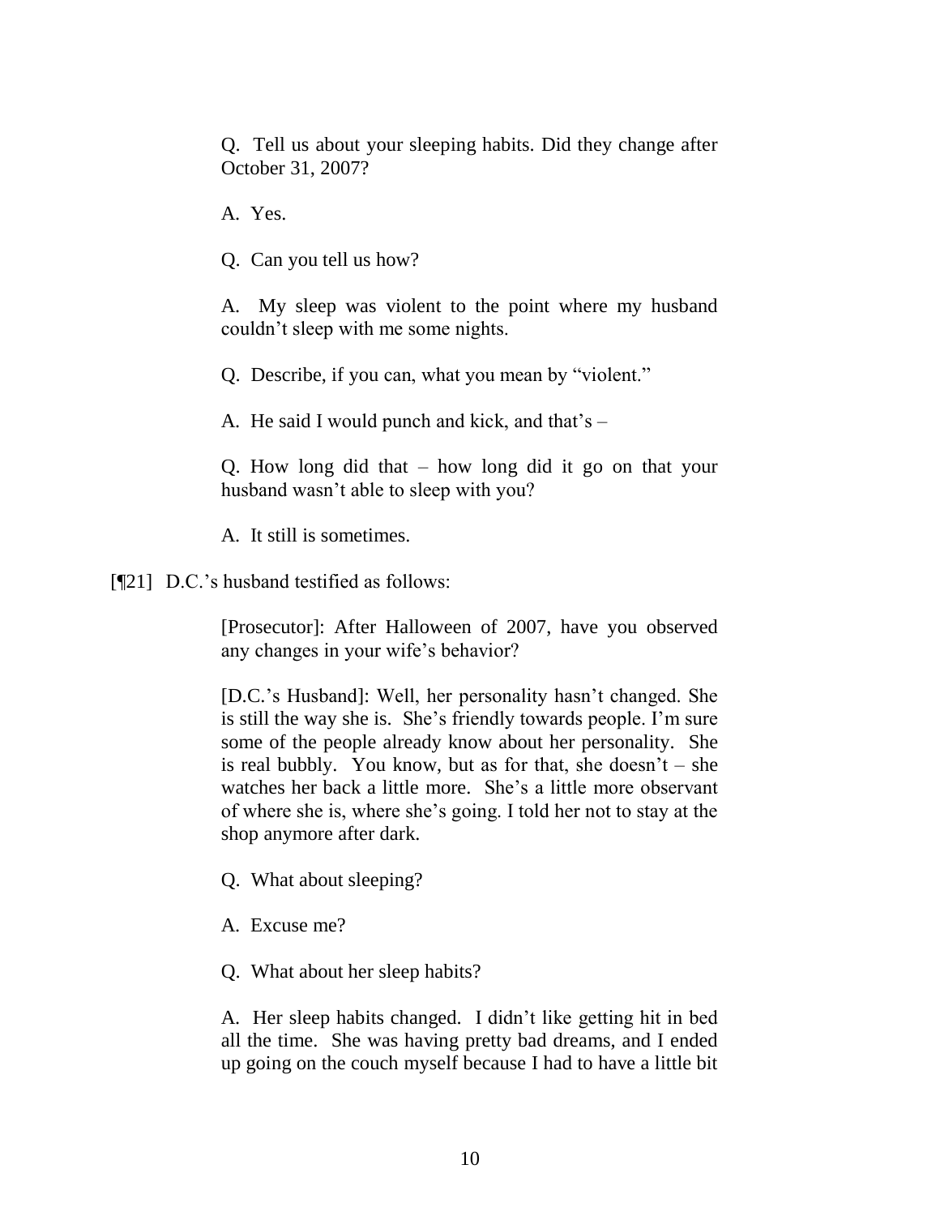> Q. Tell us about your sleeping habits. Did they change after October 31, 2007?
>
> A. Yes.
>
> Q. Can you tell us how?
>
> A. My sleep was violent to the point where my husband couldn't sleep with me some nights.
>
> Q. Describe, if you can, what you mean by "violent."
>
> A. He said I would punch and kick, and that's –
>
> Q. How long did that – how long did it go on that your husband wasn't able to sleep with you?
>
> A. It still is sometimes.

[¶21] D.C.'s husband testified as follows:

> [Prosecutor]: After Halloween of 2007, have you observed any changes in your wife's behavior?
>
> [D.C.'s Husband]: Well, her personality hasn't changed. She is still the way she is. She's friendly towards people. I'm sure some of the people already know about her personality. She is real bubbly. You know, but as for that, she doesn't – she watches her back a little more. She's a little more observant of where she is, where she's going. I told her not to stay at the shop anymore after dark.
>
> Q. What about sleeping?
>
> A. Excuse me?
>
> Q. What about her sleep habits?
>
> A. Her sleep habits changed. I didn't like getting hit in bed all the time. She was having pretty bad dreams, and I ended up going on the couch myself because I had to have a little bit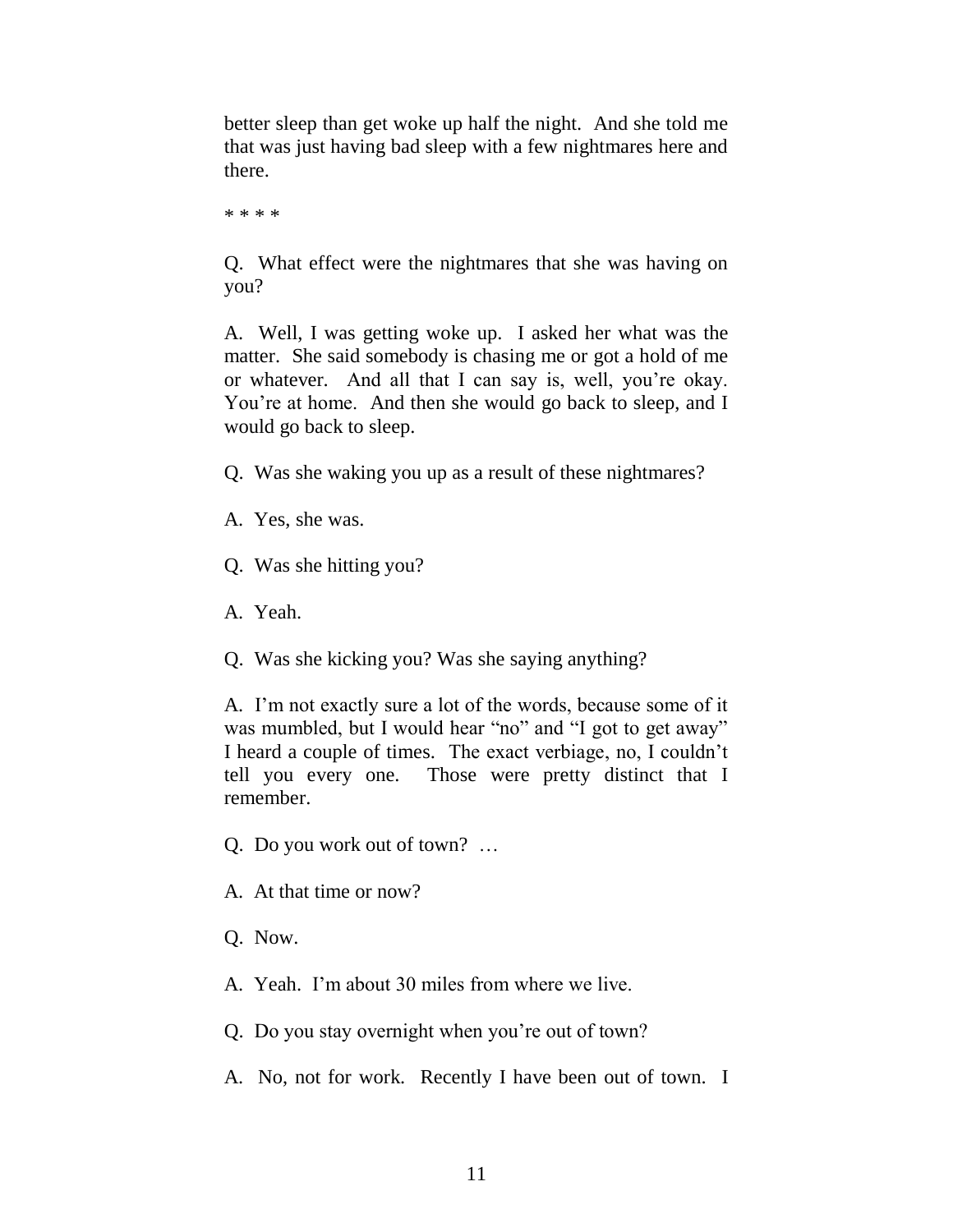better sleep than get woke up half the night. And she told me that was just having bad sleep with a few nightmares here and there.

* * * *

Q. What effect were the nightmares that she was having on you?

A. Well, I was getting woke up. I asked her what was the matter. She said somebody is chasing me or got a hold of me or whatever. And all that I can say is, well, you're okay. You're at home. And then she would go back to sleep, and I would go back to sleep.

Q. Was she waking you up as a result of these nightmares?

A. Yes, she was.

Q. Was she hitting you?

A. Yeah.

Q. Was she kicking you? Was she saying anything?

A. I'm not exactly sure a lot of the words, because some of it was mumbled, but I would hear "no" and "I got to get away" I heard a couple of times. The exact verbiage, no, I couldn't tell you every one. Those were pretty distinct that I remember.

Q. Do you work out of town? …

A. At that time or now?

Q. Now.

A. Yeah. I'm about 30 miles from where we live.

Q. Do you stay overnight when you're out of town?

A. No, not for work. Recently I have been out of town. I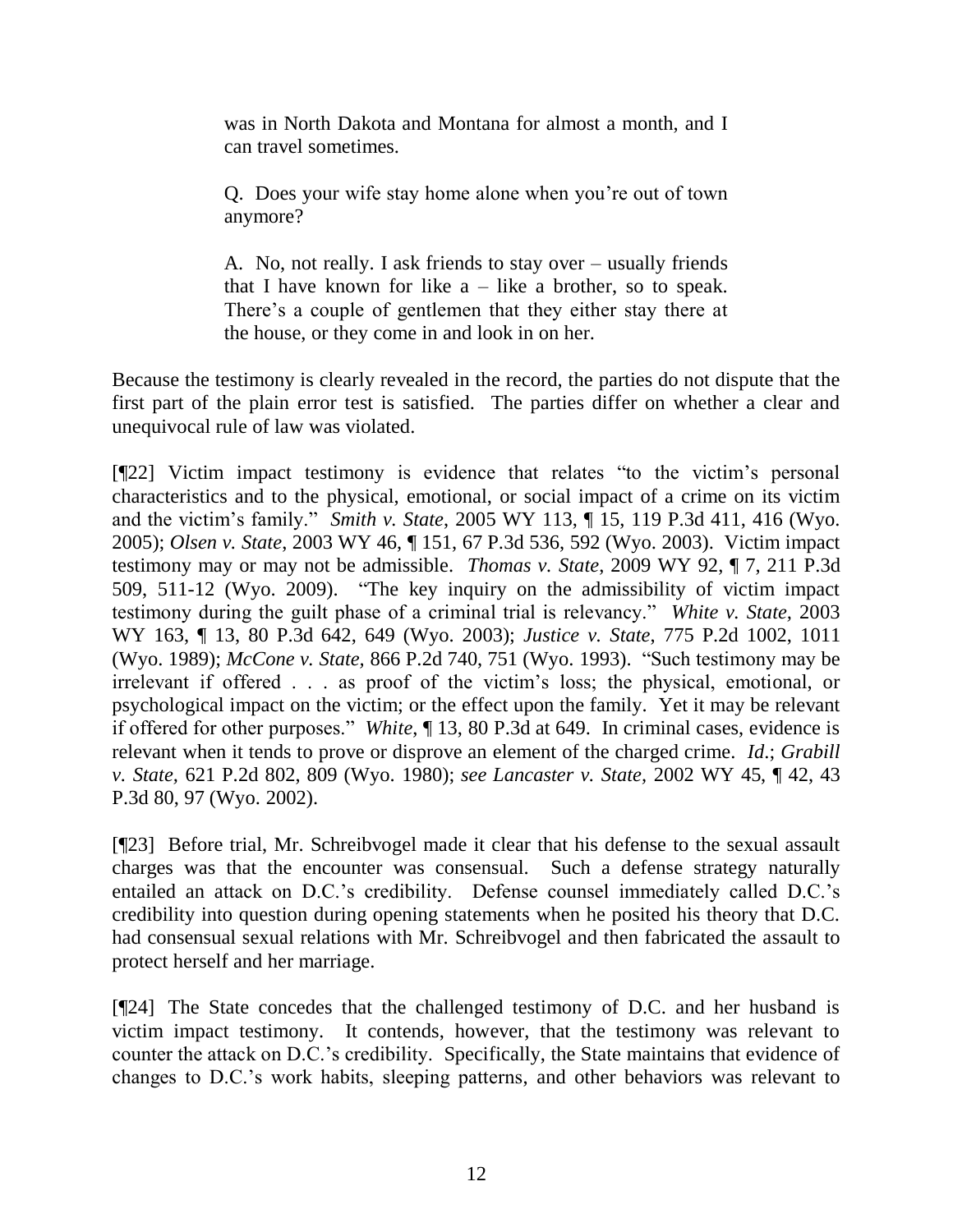> was in North Dakota and Montana for almost a month, and I can travel sometimes.
>
> Q. Does your wife stay home alone when you're out of town anymore?
>
> A. No, not really. I ask friends to stay over – usually friends that I have known for like a – like a brother, so to speak. There's a couple of gentlemen that they either stay there at the house, or they come in and look in on her.

Because the testimony is clearly revealed in the record, the parties do not dispute that the first part of the plain error test is satisfied. The parties differ on whether a clear and unequivocal rule of law was violated.

[¶22] Victim impact testimony is evidence that relates "to the victim's personal characteristics and to the physical, emotional, or social impact of a crime on its victim and the victim's family." *Smith v. State*, 2005 WY 113, ¶ 15, 119 P.3d 411, 416 (Wyo. 2005); *Olsen v. State*, 2003 WY 46, ¶ 151, 67 P.3d 536, 592 (Wyo. 2003). Victim impact testimony may or may not be admissible. *Thomas v. State*, 2009 WY 92, ¶ 7, 211 P.3d 509, 511-12 (Wyo. 2009). "The key inquiry on the admissibility of victim impact testimony during the guilt phase of a criminal trial is relevancy." *White v. State*, 2003 WY 163, ¶ 13, 80 P.3d 642, 649 (Wyo. 2003); *Justice v. State*, 775 P.2d 1002, 1011 (Wyo. 1989); *McCone v. State*, 866 P.2d 740, 751 (Wyo. 1993). "Such testimony may be irrelevant if offered . . . as proof of the victim's loss; the physical, emotional, or psychological impact on the victim; or the effect upon the family. Yet it may be relevant if offered for other purposes." *White*, ¶ 13, 80 P.3d at 649. In criminal cases, evidence is relevant when it tends to prove or disprove an element of the charged crime. *Id*.; *Grabill v. State*, 621 P.2d 802, 809 (Wyo. 1980); *see Lancaster v. State*, 2002 WY 45, ¶ 42, 43 P.3d 80, 97 (Wyo. 2002).

[¶23] Before trial, Mr. Schreibvogel made it clear that his defense to the sexual assault charges was that the encounter was consensual. Such a defense strategy naturally entailed an attack on D.C.'s credibility. Defense counsel immediately called D.C.'s credibility into question during opening statements when he posited his theory that D.C. had consensual sexual relations with Mr. Schreibvogel and then fabricated the assault to protect herself and her marriage.

[¶24] The State concedes that the challenged testimony of D.C. and her husband is victim impact testimony. It contends, however, that the testimony was relevant to counter the attack on D.C.'s credibility. Specifically, the State maintains that evidence of changes to D.C.'s work habits, sleeping patterns, and other behaviors was relevant to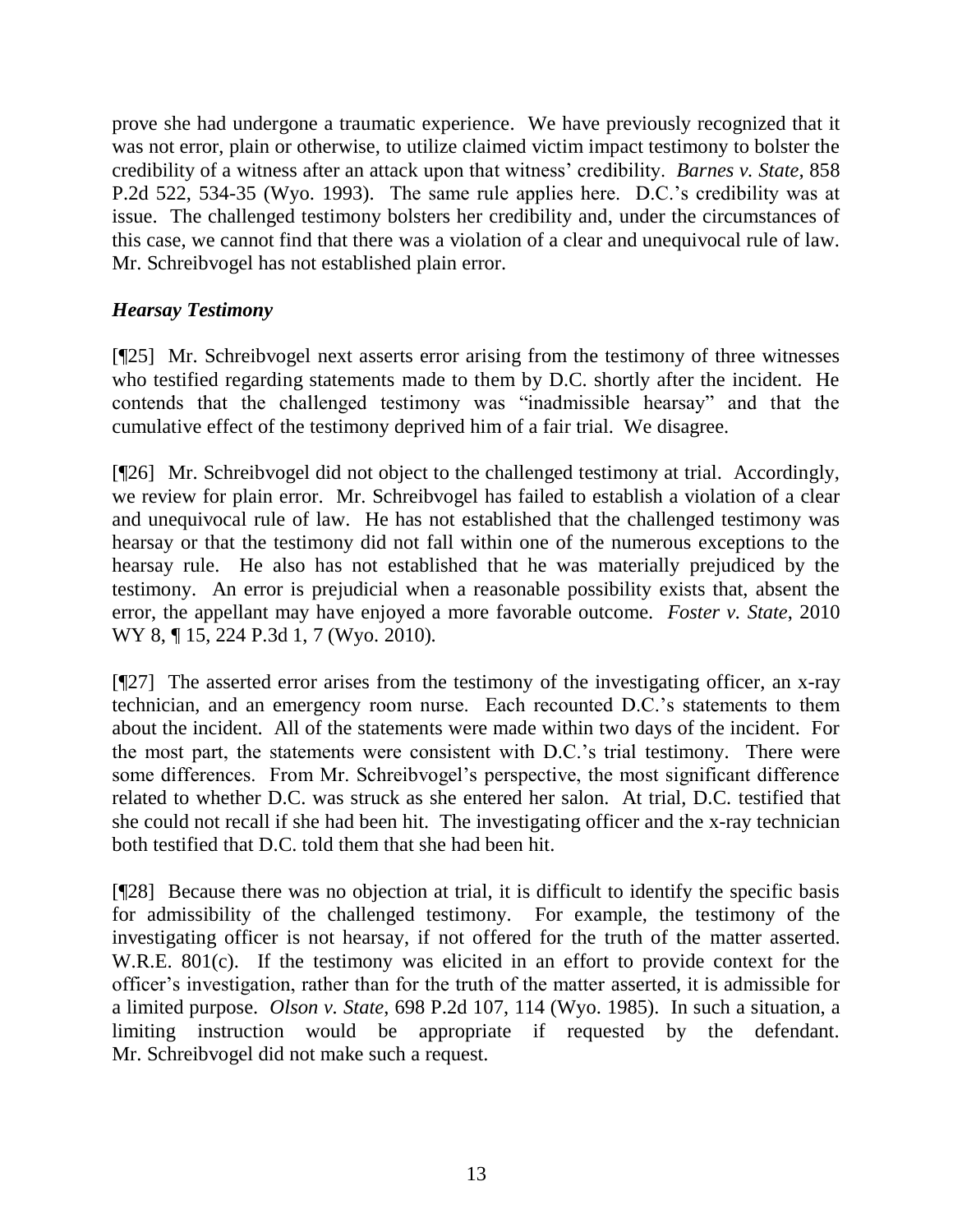prove she had undergone a traumatic experience. We have previously recognized that it was not error, plain or otherwise, to utilize claimed victim impact testimony to bolster the credibility of a witness after an attack upon that witness' credibility. *Barnes v. State,* 858 P.2d 522, 534-35 (Wyo. 1993). The same rule applies here. D.C.'s credibility was at issue. The challenged testimony bolsters her credibility and, under the circumstances of this case, we cannot find that there was a violation of a clear and unequivocal rule of law. Mr. Schreibvogel has not established plain error.

### *Hearsay Testimony*

[¶25] Mr. Schreibvogel next asserts error arising from the testimony of three witnesses who testified regarding statements made to them by D.C. shortly after the incident. He contends that the challenged testimony was "inadmissible hearsay" and that the cumulative effect of the testimony deprived him of a fair trial. We disagree.

[¶26] Mr. Schreibvogel did not object to the challenged testimony at trial. Accordingly, we review for plain error. Mr. Schreibvogel has failed to establish a violation of a clear and unequivocal rule of law. He has not established that the challenged testimony was hearsay or that the testimony did not fall within one of the numerous exceptions to the hearsay rule. He also has not established that he was materially prejudiced by the testimony. An error is prejudicial when a reasonable possibility exists that, absent the error, the appellant may have enjoyed a more favorable outcome. *Foster v. State,* 2010 WY 8, ¶ 15, 224 P.3d 1, 7 (Wyo. 2010).

[¶27] The asserted error arises from the testimony of the investigating officer, an x-ray technician, and an emergency room nurse. Each recounted D.C.'s statements to them about the incident. All of the statements were made within two days of the incident. For the most part, the statements were consistent with D.C.'s trial testimony. There were some differences. From Mr. Schreibvogel's perspective, the most significant difference related to whether D.C. was struck as she entered her salon. At trial, D.C. testified that she could not recall if she had been hit. The investigating officer and the x-ray technician both testified that D.C. told them that she had been hit.

[¶28] Because there was no objection at trial, it is difficult to identify the specific basis for admissibility of the challenged testimony. For example, the testimony of the investigating officer is not hearsay, if not offered for the truth of the matter asserted. W.R.E. 801(c). If the testimony was elicited in an effort to provide context for the officer's investigation, rather than for the truth of the matter asserted, it is admissible for a limited purpose. *Olson v. State*, 698 P.2d 107, 114 (Wyo. 1985). In such a situation, a limiting instruction would be appropriate if requested by the defendant. Mr. Schreibvogel did not make such a request.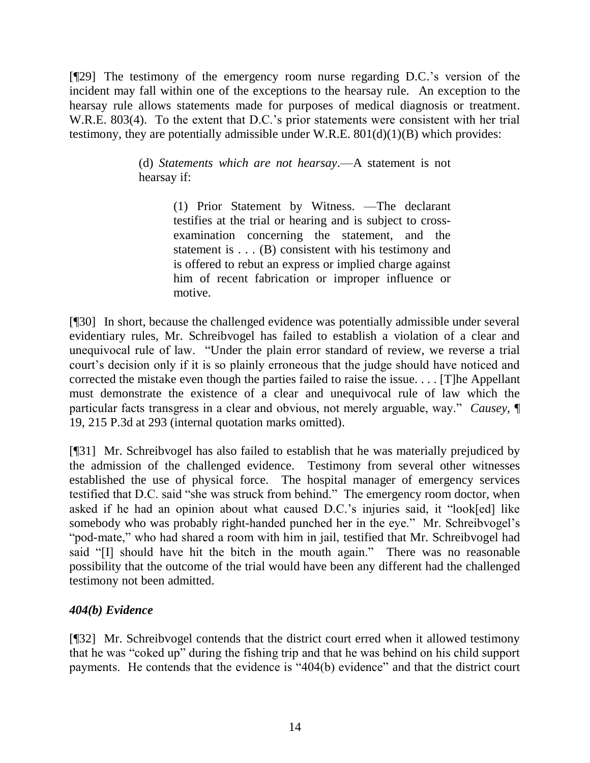[¶29] The testimony of the emergency room nurse regarding D.C.'s version of the incident may fall within one of the exceptions to the hearsay rule. An exception to the hearsay rule allows statements made for purposes of medical diagnosis or treatment. W.R.E. 803(4). To the extent that D.C.'s prior statements were consistent with her trial testimony, they are potentially admissible under W.R.E. 801(d)(1)(B) which provides:

> (d) *Statements which are not hearsay*.—A statement is not hearsay if:
>
> > (1) Prior Statement by Witness. —The declarant testifies at the trial or hearing and is subject to cross-examination concerning the statement, and the statement is . . . (B) consistent with his testimony and is offered to rebut an express or implied charge against him of recent fabrication or improper influence or motive.

[¶30] In short, because the challenged evidence was potentially admissible under several evidentiary rules, Mr. Schreibvogel has failed to establish a violation of a clear and unequivocal rule of law. "Under the plain error standard of review, we reverse a trial court's decision only if it is so plainly erroneous that the judge should have noticed and corrected the mistake even though the parties failed to raise the issue. . . . [T]he Appellant must demonstrate the existence of a clear and unequivocal rule of law which the particular facts transgress in a clear and obvious, not merely arguable, way." *Causey*, ¶ 19, 215 P.3d at 293 (internal quotation marks omitted).

[¶31] Mr. Schreibvogel has also failed to establish that he was materially prejudiced by the admission of the challenged evidence. Testimony from several other witnesses established the use of physical force. The hospital manager of emergency services testified that D.C. said "she was struck from behind." The emergency room doctor, when asked if he had an opinion about what caused D.C.'s injuries said, it "look[ed] like somebody who was probably right-handed punched her in the eye." Mr. Schreibvogel's "pod-mate," who had shared a room with him in jail, testified that Mr. Schreibvogel had said "[I] should have hit the bitch in the mouth again." There was no reasonable possibility that the outcome of the trial would have been any different had the challenged testimony not been admitted.

### *404(b) Evidence*

[¶32] Mr. Schreibvogel contends that the district court erred when it allowed testimony that he was "coked up" during the fishing trip and that he was behind on his child support payments. He contends that the evidence is "404(b) evidence" and that the district court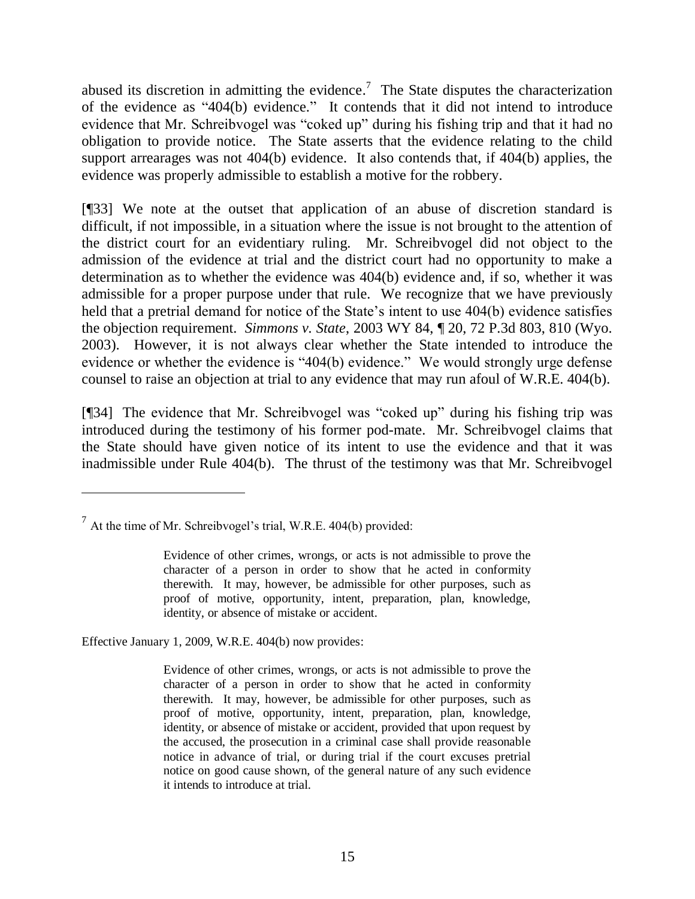abused its discretion in admitting the evidence.[7] The State disputes the characterization of the evidence as "404(b) evidence." It contends that it did not intend to introduce evidence that Mr. Schreibvogel was "coked up" during his fishing trip and that it had no obligation to provide notice. The State asserts that the evidence relating to the child support arrearages was not 404(b) evidence. It also contends that, if 404(b) applies, the evidence was properly admissible to establish a motive for the robbery.

[¶33] We note at the outset that application of an abuse of discretion standard is difficult, if not impossible, in a situation where the issue is not brought to the attention of the district court for an evidentiary ruling. Mr. Schreibvogel did not object to the admission of the evidence at trial and the district court had no opportunity to make a determination as to whether the evidence was 404(b) evidence and, if so, whether it was admissible for a proper purpose under that rule. We recognize that we have previously held that a pretrial demand for notice of the State's intent to use 404(b) evidence satisfies the objection requirement. *Simmons v. State*, 2003 WY 84, ¶ 20, 72 P.3d 803, 810 (Wyo. 2003). However, it is not always clear whether the State intended to introduce the evidence or whether the evidence is "404(b) evidence." We would strongly urge defense counsel to raise an objection at trial to any evidence that may run afoul of W.R.E. 404(b).

[¶34] The evidence that Mr. Schreibvogel was "coked up" during his fishing trip was introduced during the testimony of his former pod-mate. Mr. Schreibvogel claims that the State should have given notice of its intent to use the evidence and that it was inadmissible under Rule 404(b). The thrust of the testimony was that Mr. Schreibvogel

---

[7] At the time of Mr. Schreibvogel's trial, W.R.E. 404(b) provided:

> Evidence of other crimes, wrongs, or acts is not admissible to prove the character of a person in order to show that he acted in conformity therewith. It may, however, be admissible for other purposes, such as proof of motive, opportunity, intent, preparation, plan, knowledge, identity, or absence of mistake or accident.

Effective January 1, 2009, W.R.E. 404(b) now provides:

> Evidence of other crimes, wrongs, or acts is not admissible to prove the character of a person in order to show that he acted in conformity therewith. It may, however, be admissible for other purposes, such as proof of motive, opportunity, intent, preparation, plan, knowledge, identity, or absence of mistake or accident, provided that upon request by the accused, the prosecution in a criminal case shall provide reasonable notice in advance of trial, or during trial if the court excuses pretrial notice on good cause shown, of the general nature of any such evidence it intends to introduce at trial.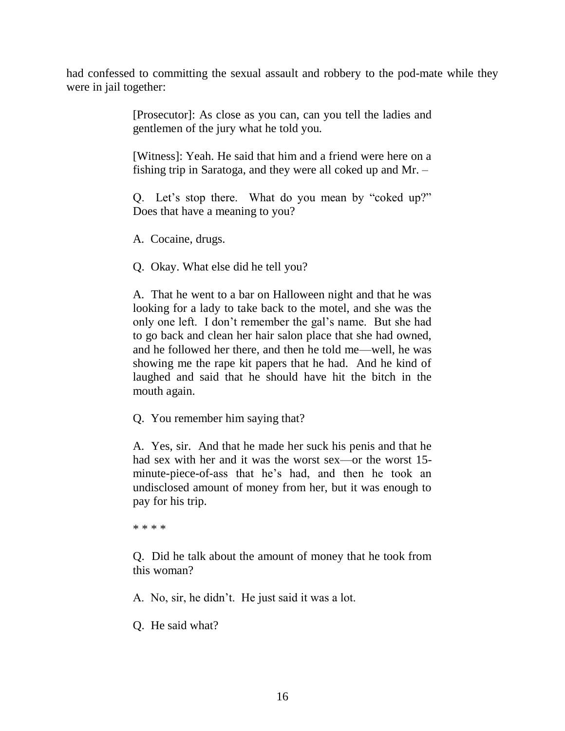had confessed to committing the sexual assault and robbery to the pod-mate while they were in jail together:

> [Prosecutor]: As close as you can, can you tell the ladies and gentlemen of the jury what he told you.
>
> [Witness]: Yeah. He said that him and a friend were here on a fishing trip in Saratoga, and they were all coked up and Mr. –
>
> Q. Let's stop there. What do you mean by "coked up?" Does that have a meaning to you?
>
> A. Cocaine, drugs.
>
> Q. Okay. What else did he tell you?
>
> A. That he went to a bar on Halloween night and that he was looking for a lady to take back to the motel, and she was the only one left. I don't remember the gal's name. But she had to go back and clean her hair salon place that she had owned, and he followed her there, and then he told me—well, he was showing me the rape kit papers that he had. And he kind of laughed and said that he should have hit the bitch in the mouth again.
>
> Q. You remember him saying that?
>
> A. Yes, sir. And that he made her suck his penis and that he had sex with her and it was the worst sex—or the worst 15-minute-piece-of-ass that he's had, and then he took an undisclosed amount of money from her, but it was enough to pay for his trip.
>
> * * * *
>
> Q. Did he talk about the amount of money that he took from this woman?
>
> A. No, sir, he didn't. He just said it was a lot.
>
> Q. He said what?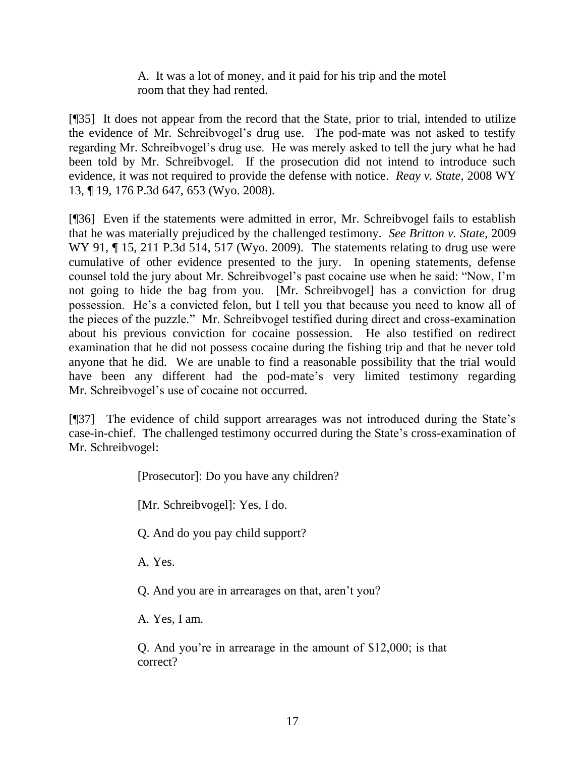> A. It was a lot of money, and it paid for his trip and the motel room that they had rented.

[¶35] It does not appear from the record that the State, prior to trial, intended to utilize the evidence of Mr. Schreibvogel's drug use. The pod-mate was not asked to testify regarding Mr. Schreibvogel's drug use. He was merely asked to tell the jury what he had been told by Mr. Schreibvogel. If the prosecution did not intend to introduce such evidence, it was not required to provide the defense with notice. *Reay v. State*, 2008 WY 13, ¶ 19, 176 P.3d 647, 653 (Wyo. 2008).

[¶36] Even if the statements were admitted in error, Mr. Schreibvogel fails to establish that he was materially prejudiced by the challenged testimony. *See Britton v. State*, 2009 WY 91, ¶ 15, 211 P.3d 514, 517 (Wyo. 2009). The statements relating to drug use were cumulative of other evidence presented to the jury. In opening statements, defense counsel told the jury about Mr. Schreibvogel's past cocaine use when he said: "Now, I'm not going to hide the bag from you. [Mr. Schreibvogel] has a conviction for drug possession. He's a convicted felon, but I tell you that because you need to know all of the pieces of the puzzle." Mr. Schreibvogel testified during direct and cross-examination about his previous conviction for cocaine possession. He also testified on redirect examination that he did not possess cocaine during the fishing trip and that he never told anyone that he did. We are unable to find a reasonable possibility that the trial would have been any different had the pod-mate's very limited testimony regarding Mr. Schreibvogel's use of cocaine not occurred.

[¶37] The evidence of child support arrearages was not introduced during the State's case-in-chief. The challenged testimony occurred during the State's cross-examination of Mr. Schreibvogel:

> [Prosecutor]: Do you have any children?
>
> [Mr. Schreibvogel]: Yes, I do.
>
> Q. And do you pay child support?
>
> A. Yes.
>
> Q. And you are in arrearages on that, aren't you?
>
> A. Yes, I am.
>
> Q. And you're in arrearage in the amount of $12,000; is that correct?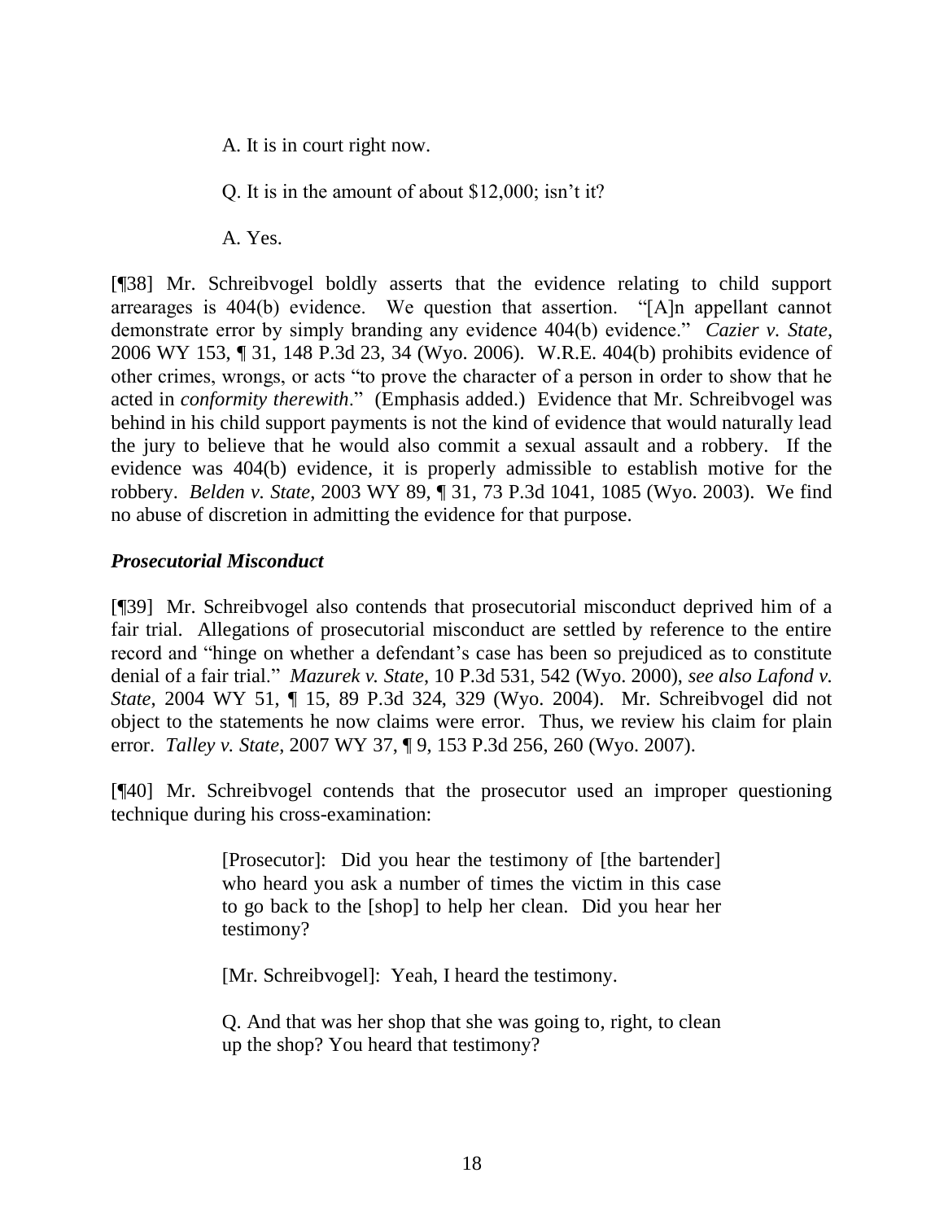A. It is in court right now.

Q. It is in the amount of about $12,000; isn't it?

A. Yes.

[¶38] Mr. Schreibvogel boldly asserts that the evidence relating to child support arrearages is 404(b) evidence. We question that assertion. "[A]n appellant cannot demonstrate error by simply branding any evidence 404(b) evidence." *Cazier v. State*, 2006 WY 153, ¶ 31, 148 P.3d 23, 34 (Wyo. 2006). W.R.E. 404(b) prohibits evidence of other crimes, wrongs, or acts "to prove the character of a person in order to show that he acted in *conformity therewith*." (Emphasis added.) Evidence that Mr. Schreibvogel was behind in his child support payments is not the kind of evidence that would naturally lead the jury to believe that he would also commit a sexual assault and a robbery. If the evidence was 404(b) evidence, it is properly admissible to establish motive for the robbery. *Belden v. State*, 2003 WY 89, ¶ 31, 73 P.3d 1041, 1085 (Wyo. 2003). We find no abuse of discretion in admitting the evidence for that purpose.

### *Prosecutorial Misconduct*

[¶39] Mr. Schreibvogel also contends that prosecutorial misconduct deprived him of a fair trial. Allegations of prosecutorial misconduct are settled by reference to the entire record and "hinge on whether a defendant's case has been so prejudiced as to constitute denial of a fair trial." *Mazurek v. State*, 10 P.3d 531, 542 (Wyo. 2000), *see also Lafond v. State*, 2004 WY 51, ¶ 15, 89 P.3d 324, 329 (Wyo. 2004). Mr. Schreibvogel did not object to the statements he now claims were error. Thus, we review his claim for plain error. *Talley v. State*, 2007 WY 37, ¶ 9, 153 P.3d 256, 260 (Wyo. 2007).

[¶40] Mr. Schreibvogel contends that the prosecutor used an improper questioning technique during his cross-examination:

> [Prosecutor]: Did you hear the testimony of [the bartender] who heard you ask a number of times the victim in this case to go back to the [shop] to help her clean. Did you hear her testimony?
>
> [Mr. Schreibvogel]: Yeah, I heard the testimony.
>
> Q. And that was her shop that she was going to, right, to clean up the shop? You heard that testimony?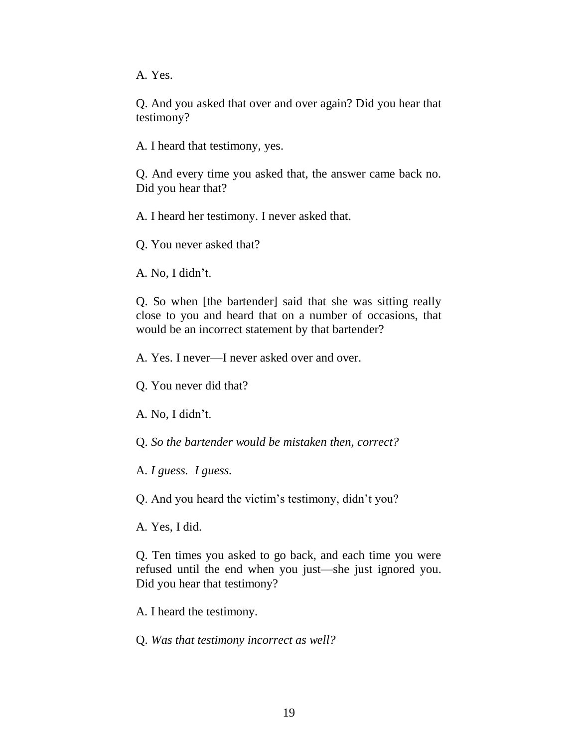A. Yes.

Q. And you asked that over and over again? Did you hear that testimony?

A. I heard that testimony, yes.

Q. And every time you asked that, the answer came back no. Did you hear that?

A. I heard her testimony. I never asked that.

Q. You never asked that?

A. No, I didn't.

Q. So when [the bartender] said that she was sitting really close to you and heard that on a number of occasions, that would be an incorrect statement by that bartender?

A. Yes. I never—I never asked over and over.

Q. You never did that?

A. No, I didn't.

Q. *So the bartender would be mistaken then, correct?*

A. *I guess. I guess.*

Q. And you heard the victim's testimony, didn't you?

A. Yes, I did.

Q. Ten times you asked to go back, and each time you were refused until the end when you just—she just ignored you. Did you hear that testimony?

A. I heard the testimony.

Q. *Was that testimony incorrect as well?*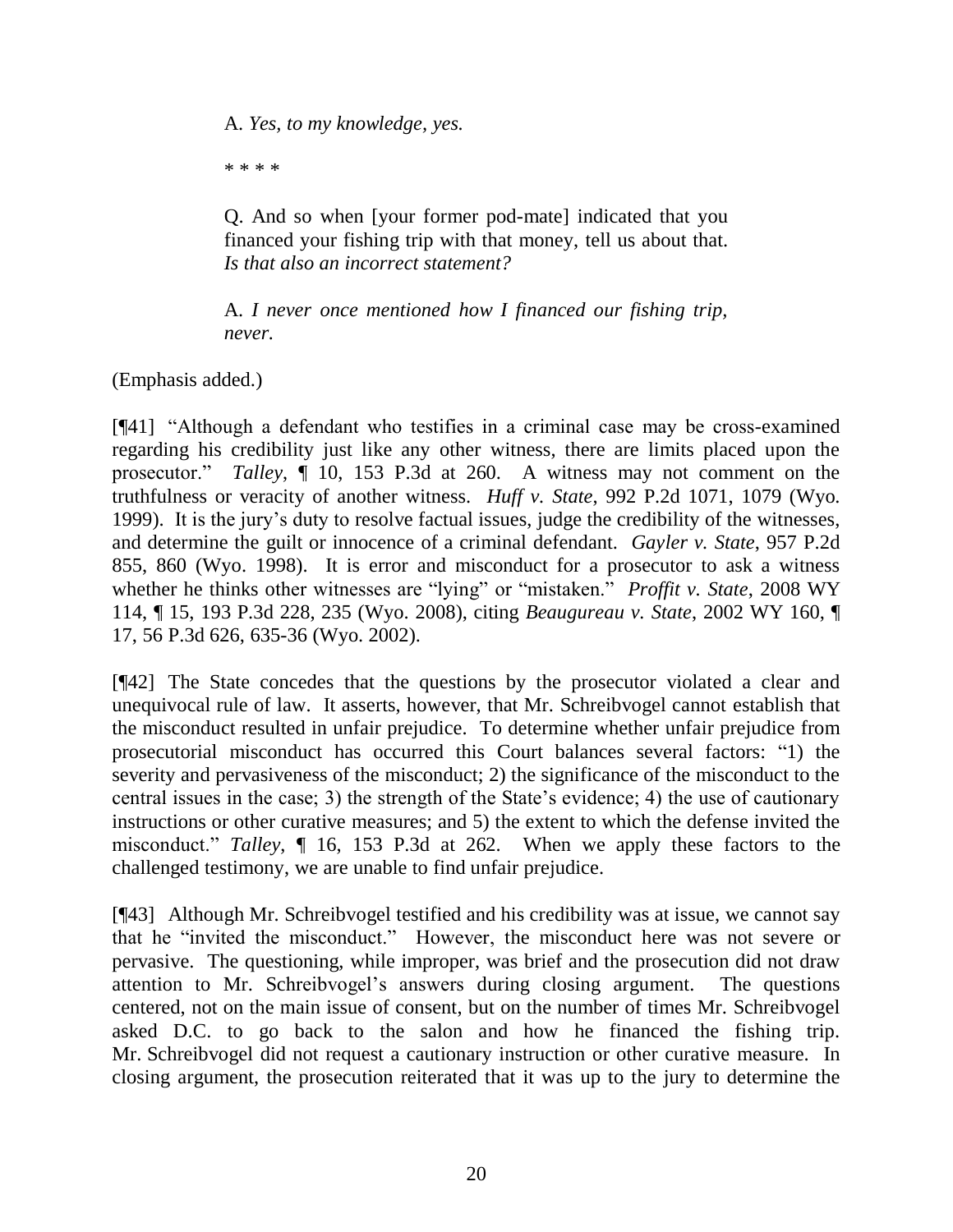> A. *Yes, to my knowledge, yes.*
>
> * * * *
>
> Q. And so when [your former pod-mate] indicated that you financed your fishing trip with that money, tell us about that. *Is that also an incorrect statement?*
>
> A. *I never once mentioned how I financed our fishing trip, never.*

(Emphasis added.)

[¶41] "Although a defendant who testifies in a criminal case may be cross-examined regarding his credibility just like any other witness, there are limits placed upon the prosecutor." *Talley*, ¶ 10, 153 P.3d at 260. A witness may not comment on the truthfulness or veracity of another witness. *Huff v. State*, 992 P.2d 1071, 1079 (Wyo. 1999). It is the jury's duty to resolve factual issues, judge the credibility of the witnesses, and determine the guilt or innocence of a criminal defendant. *Gayler v. State*, 957 P.2d 855, 860 (Wyo. 1998). It is error and misconduct for a prosecutor to ask a witness whether he thinks other witnesses are "lying" or "mistaken." *Proffit v. State*, 2008 WY 114, ¶ 15, 193 P.3d 228, 235 (Wyo. 2008), citing *Beaugureau v. State*, 2002 WY 160, ¶ 17, 56 P.3d 626, 635-36 (Wyo. 2002).

[¶42] The State concedes that the questions by the prosecutor violated a clear and unequivocal rule of law. It asserts, however, that Mr. Schreibvogel cannot establish that the misconduct resulted in unfair prejudice. To determine whether unfair prejudice from prosecutorial misconduct has occurred this Court balances several factors: "1) the severity and pervasiveness of the misconduct; 2) the significance of the misconduct to the central issues in the case; 3) the strength of the State's evidence; 4) the use of cautionary instructions or other curative measures; and 5) the extent to which the defense invited the misconduct." *Talley*, ¶ 16, 153 P.3d at 262. When we apply these factors to the challenged testimony, we are unable to find unfair prejudice.

[¶43] Although Mr. Schreibvogel testified and his credibility was at issue, we cannot say that he "invited the misconduct." However, the misconduct here was not severe or pervasive. The questioning, while improper, was brief and the prosecution did not draw attention to Mr. Schreibvogel's answers during closing argument. The questions centered, not on the main issue of consent, but on the number of times Mr. Schreibvogel asked D.C. to go back to the salon and how he financed the fishing trip. Mr. Schreibvogel did not request a cautionary instruction or other curative measure. In closing argument, the prosecution reiterated that it was up to the jury to determine the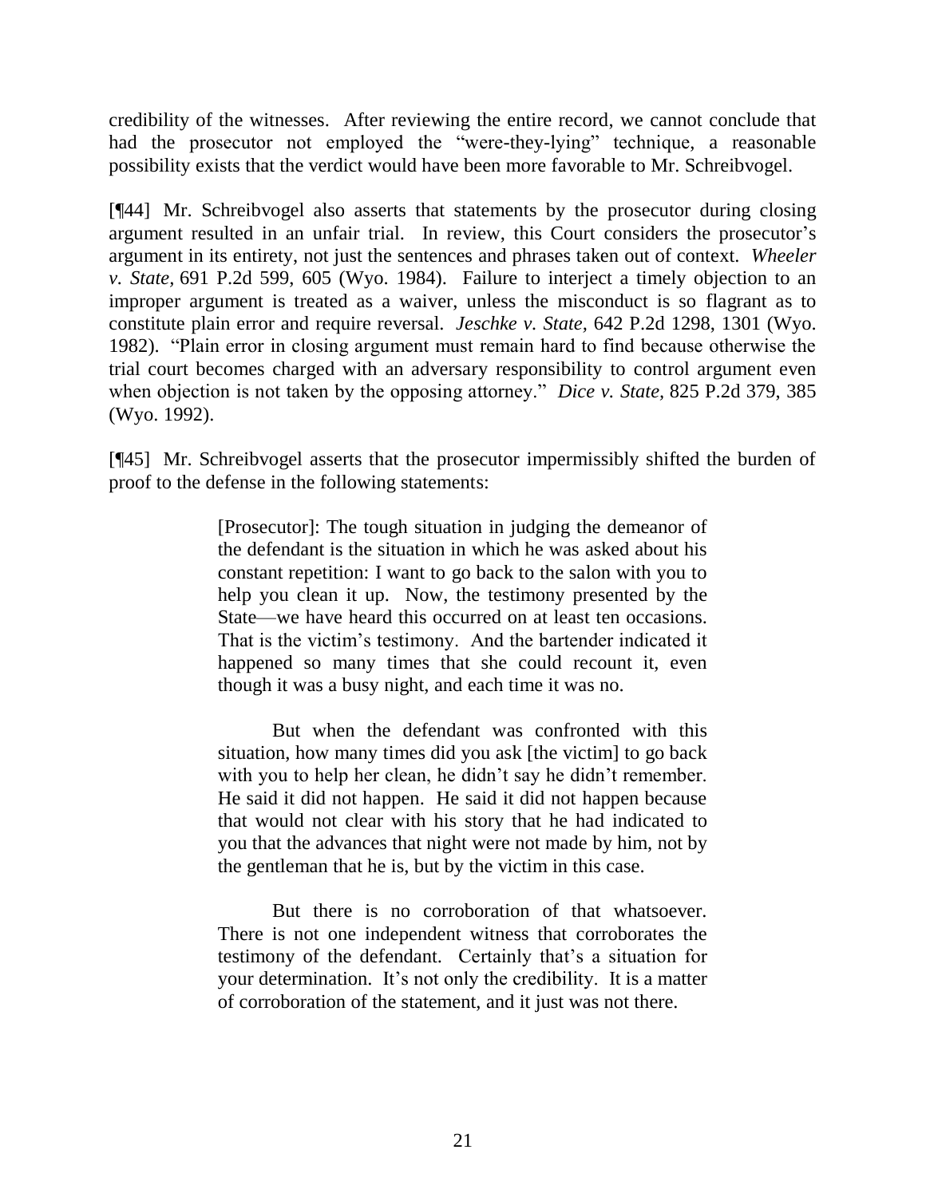credibility of the witnesses. After reviewing the entire record, we cannot conclude that had the prosecutor not employed the "were-they-lying" technique, a reasonable possibility exists that the verdict would have been more favorable to Mr. Schreibvogel.

[¶44] Mr. Schreibvogel also asserts that statements by the prosecutor during closing argument resulted in an unfair trial. In review, this Court considers the prosecutor's argument in its entirety, not just the sentences and phrases taken out of context. *Wheeler v. State*, 691 P.2d 599, 605 (Wyo. 1984). Failure to interject a timely objection to an improper argument is treated as a waiver, unless the misconduct is so flagrant as to constitute plain error and require reversal. *Jeschke v. State*, 642 P.2d 1298, 1301 (Wyo. 1982). "Plain error in closing argument must remain hard to find because otherwise the trial court becomes charged with an adversary responsibility to control argument even when objection is not taken by the opposing attorney." *Dice v. State*, 825 P.2d 379, 385 (Wyo. 1992).

[¶45] Mr. Schreibvogel asserts that the prosecutor impermissibly shifted the burden of proof to the defense in the following statements:

> [Prosecutor]: The tough situation in judging the demeanor of the defendant is the situation in which he was asked about his constant repetition: I want to go back to the salon with you to help you clean it up. Now, the testimony presented by the State—we have heard this occurred on at least ten occasions. That is the victim's testimony. And the bartender indicated it happened so many times that she could recount it, even though it was a busy night, and each time it was no.
>
> But when the defendant was confronted with this situation, how many times did you ask [the victim] to go back with you to help her clean, he didn't say he didn't remember. He said it did not happen. He said it did not happen because that would not clear with his story that he had indicated to you that the advances that night were not made by him, not by the gentleman that he is, but by the victim in this case.
>
> But there is no corroboration of that whatsoever. There is not one independent witness that corroborates the testimony of the defendant. Certainly that's a situation for your determination. It's not only the credibility. It is a matter of corroboration of the statement, and it just was not there.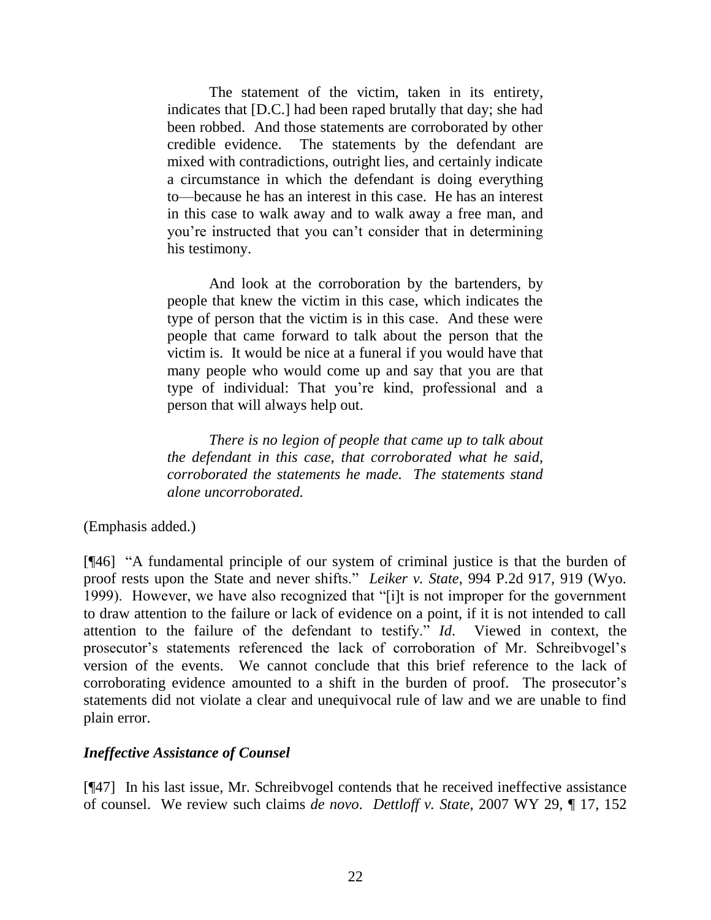> The statement of the victim, taken in its entirety, indicates that [D.C.] had been raped brutally that day; she had been robbed. And those statements are corroborated by other credible evidence. The statements by the defendant are mixed with contradictions, outright lies, and certainly indicate a circumstance in which the defendant is doing everything to—because he has an interest in this case. He has an interest in this case to walk away and to walk away a free man, and you're instructed that you can't consider that in determining his testimony.
>
> And look at the corroboration by the bartenders, by people that knew the victim in this case, which indicates the type of person that the victim is in this case. And these were people that came forward to talk about the person that the victim is. It would be nice at a funeral if you would have that many people who would come up and say that you are that type of individual: That you're kind, professional and a person that will always help out.
>
> *There is no legion of people that came up to talk about the defendant in this case, that corroborated what he said, corroborated the statements he made. The statements stand alone uncorroborated.*

(Emphasis added.)

[¶46] "A fundamental principle of our system of criminal justice is that the burden of proof rests upon the State and never shifts." *Leiker v. State*, 994 P.2d 917, 919 (Wyo. 1999). However, we have also recognized that "[i]t is not improper for the government to draw attention to the failure or lack of evidence on a point, if it is not intended to call attention to the failure of the defendant to testify." *Id*. Viewed in context, the prosecutor's statements referenced the lack of corroboration of Mr. Schreibvogel's version of the events. We cannot conclude that this brief reference to the lack of corroborating evidence amounted to a shift in the burden of proof. The prosecutor's statements did not violate a clear and unequivocal rule of law and we are unable to find plain error.

### *Ineffective Assistance of Counsel*

[¶47] In his last issue, Mr. Schreibvogel contends that he received ineffective assistance of counsel. We review such claims *de novo*. *Dettloff v. State*, 2007 WY 29, ¶ 17, 152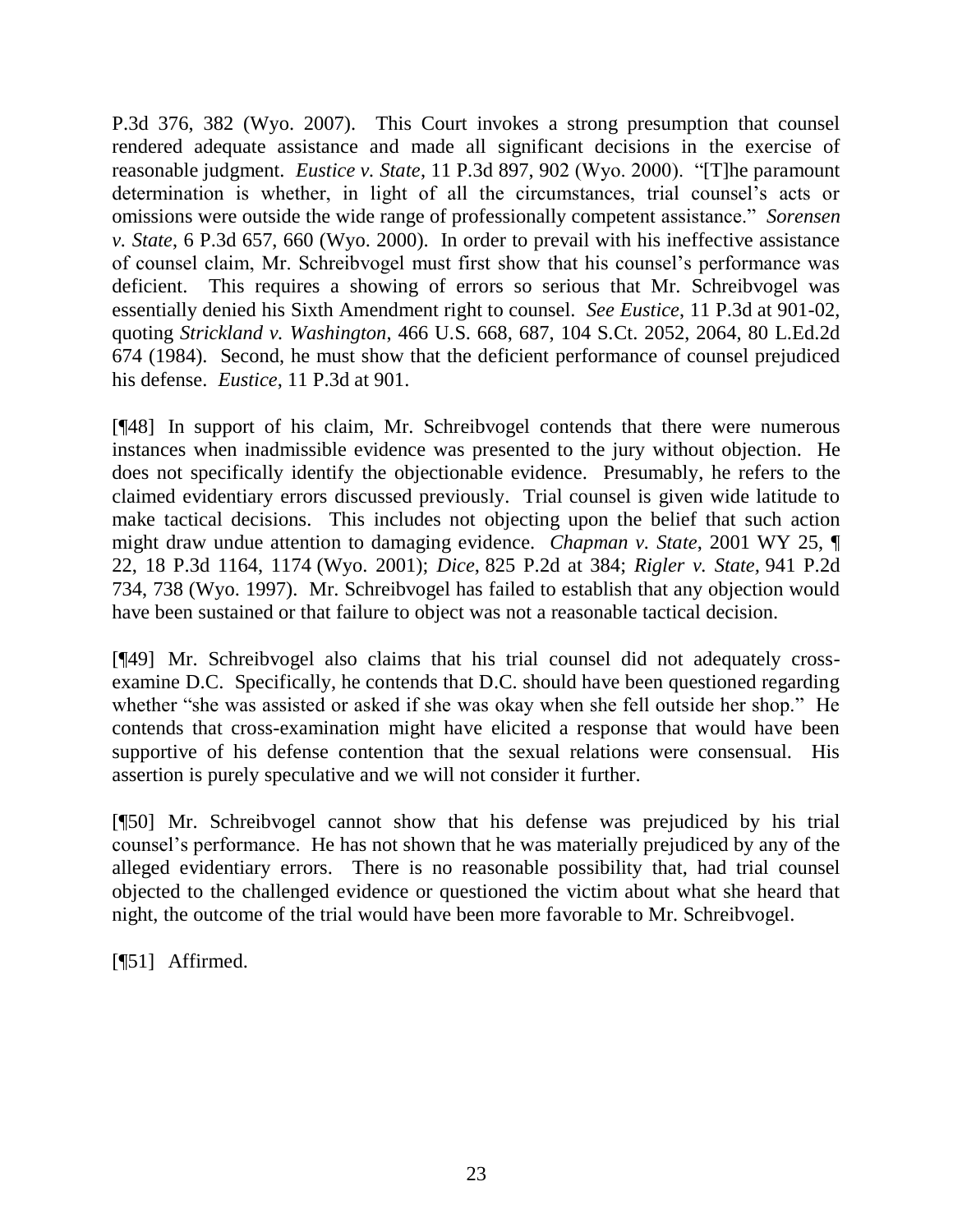P.3d 376, 382 (Wyo. 2007). This Court invokes a strong presumption that counsel rendered adequate assistance and made all significant decisions in the exercise of reasonable judgment. *Eustice v. State*, 11 P.3d 897, 902 (Wyo. 2000). "[T]he paramount determination is whether, in light of all the circumstances, trial counsel's acts or omissions were outside the wide range of professionally competent assistance." *Sorensen v. State*, 6 P.3d 657, 660 (Wyo. 2000). In order to prevail with his ineffective assistance of counsel claim, Mr. Schreibvogel must first show that his counsel's performance was deficient. This requires a showing of errors so serious that Mr. Schreibvogel was essentially denied his Sixth Amendment right to counsel. *See Eustice*, 11 P.3d at 901-02, quoting *Strickland v. Washington*, 466 U.S. 668, 687, 104 S.Ct. 2052, 2064, 80 L.Ed.2d 674 (1984). Second, he must show that the deficient performance of counsel prejudiced his defense. *Eustice*, 11 P.3d at 901.

[¶48] In support of his claim, Mr. Schreibvogel contends that there were numerous instances when inadmissible evidence was presented to the jury without objection. He does not specifically identify the objectionable evidence. Presumably, he refers to the claimed evidentiary errors discussed previously. Trial counsel is given wide latitude to make tactical decisions. This includes not objecting upon the belief that such action might draw undue attention to damaging evidence. *Chapman v. State*, 2001 WY 25, ¶ 22, 18 P.3d 1164, 1174 (Wyo. 2001); *Dice*, 825 P.2d at 384; *Rigler v. State*, 941 P.2d 734, 738 (Wyo. 1997). Mr. Schreibvogel has failed to establish that any objection would have been sustained or that failure to object was not a reasonable tactical decision.

[¶49] Mr. Schreibvogel also claims that his trial counsel did not adequately cross-examine D.C. Specifically, he contends that D.C. should have been questioned regarding whether "she was assisted or asked if she was okay when she fell outside her shop." He contends that cross-examination might have elicited a response that would have been supportive of his defense contention that the sexual relations were consensual. His assertion is purely speculative and we will not consider it further.

[¶50] Mr. Schreibvogel cannot show that his defense was prejudiced by his trial counsel's performance. He has not shown that he was materially prejudiced by any of the alleged evidentiary errors. There is no reasonable possibility that, had trial counsel objected to the challenged evidence or questioned the victim about what she heard that night, the outcome of the trial would have been more favorable to Mr. Schreibvogel.

[¶51] Affirmed.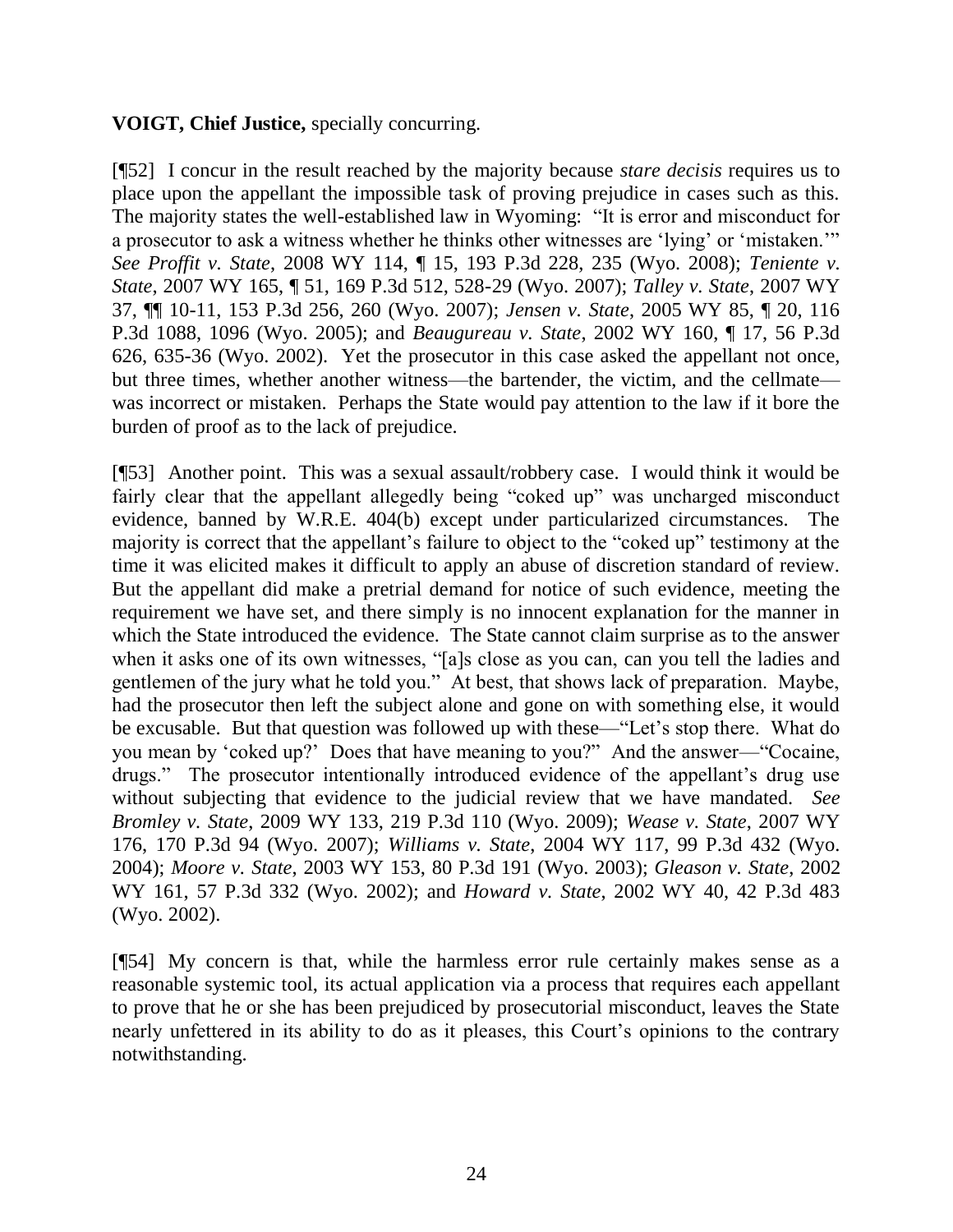**VOIGT, Chief Justice,** specially concurring.

[¶52] I concur in the result reached by the majority because *stare decisis* requires us to place upon the appellant the impossible task of proving prejudice in cases such as this. The majority states the well-established law in Wyoming: "It is error and misconduct for a prosecutor to ask a witness whether he thinks other witnesses are 'lying' or 'mistaken.'" *See Proffit v. State*, 2008 WY 114, ¶ 15, 193 P.3d 228, 235 (Wyo. 2008); *Teniente v. State*, 2007 WY 165, ¶ 51, 169 P.3d 512, 528-29 (Wyo. 2007); *Talley v. State*, 2007 WY 37, ¶¶ 10-11, 153 P.3d 256, 260 (Wyo. 2007); *Jensen v. State*, 2005 WY 85, ¶ 20, 116 P.3d 1088, 1096 (Wyo. 2005); and *Beaugureau v. State*, 2002 WY 160, ¶ 17, 56 P.3d 626, 635-36 (Wyo. 2002). Yet the prosecutor in this case asked the appellant not once, but three times, whether another witness—the bartender, the victim, and the cellmate—was incorrect or mistaken. Perhaps the State would pay attention to the law if it bore the burden of proof as to the lack of prejudice.

[¶53] Another point. This was a sexual assault/robbery case. I would think it would be fairly clear that the appellant allegedly being "coked up" was uncharged misconduct evidence, banned by W.R.E. 404(b) except under particularized circumstances. The majority is correct that the appellant's failure to object to the "coked up" testimony at the time it was elicited makes it difficult to apply an abuse of discretion standard of review. But the appellant did make a pretrial demand for notice of such evidence, meeting the requirement we have set, and there simply is no innocent explanation for the manner in which the State introduced the evidence. The State cannot claim surprise as to the answer when it asks one of its own witnesses, "[a]s close as you can, can you tell the ladies and gentlemen of the jury what he told you." At best, that shows lack of preparation. Maybe, had the prosecutor then left the subject alone and gone on with something else, it would be excusable. But that question was followed up with these—"Let's stop there. What do you mean by 'coked up?' Does that have meaning to you?" And the answer—"Cocaine, drugs." The prosecutor intentionally introduced evidence of the appellant's drug use without subjecting that evidence to the judicial review that we have mandated. *See Bromley v. State*, 2009 WY 133, 219 P.3d 110 (Wyo. 2009); *Wease v. State*, 2007 WY 176, 170 P.3d 94 (Wyo. 2007); *Williams v. State*, 2004 WY 117, 99 P.3d 432 (Wyo. 2004); *Moore v. State*, 2003 WY 153, 80 P.3d 191 (Wyo. 2003); *Gleason v. State*, 2002 WY 161, 57 P.3d 332 (Wyo. 2002); and *Howard v. State*, 2002 WY 40, 42 P.3d 483 (Wyo. 2002).

[¶54] My concern is that, while the harmless error rule certainly makes sense as a reasonable systemic tool, its actual application via a process that requires each appellant to prove that he or she has been prejudiced by prosecutorial misconduct, leaves the State nearly unfettered in its ability to do as it pleases, this Court's opinions to the contrary notwithstanding.